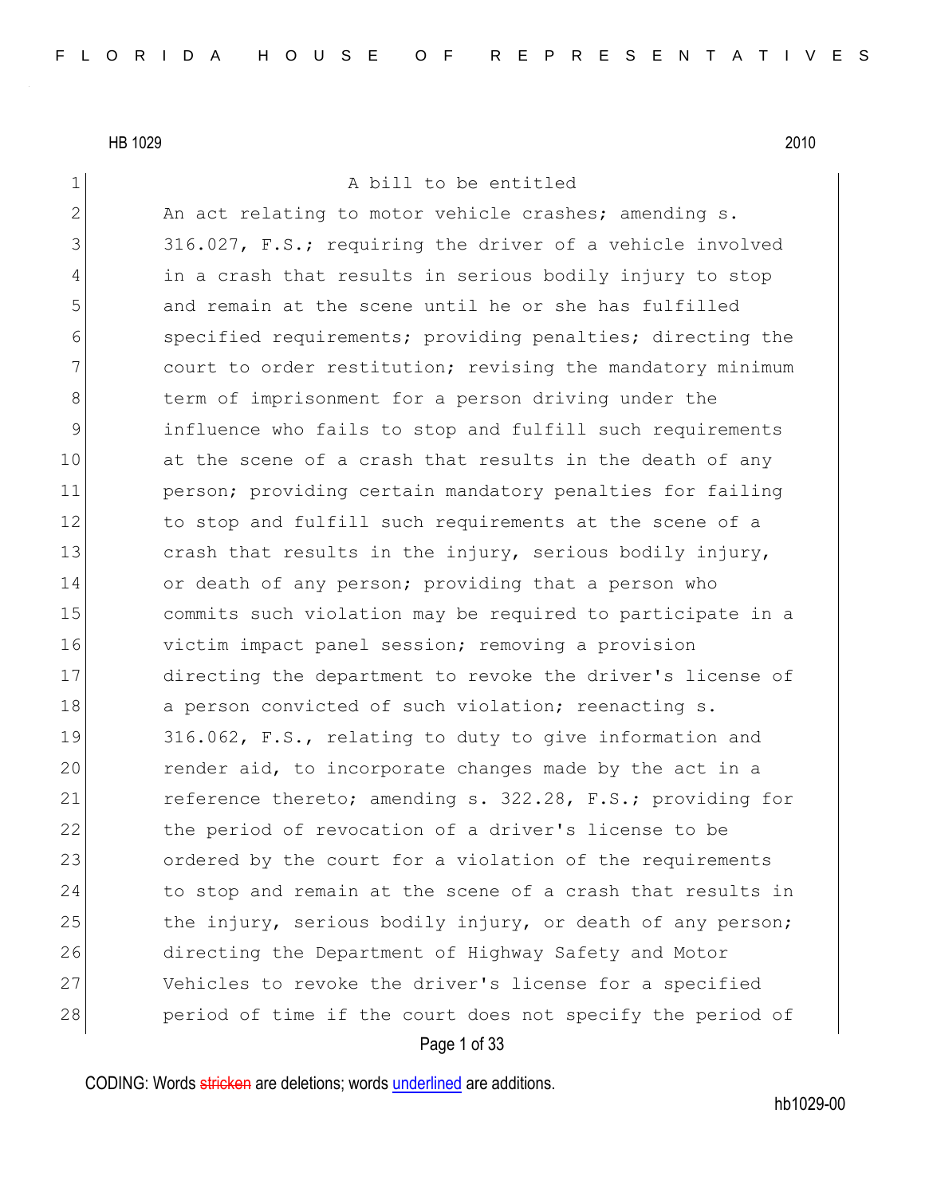HB 1029 2010

A bill to be entitled

An act relating to motor vehicle crashes; amending s. 316.027, F.S.; requiring the driver of a vehicle involved in a crash that results in serious bodily injury to stop and remain at the scene until he or she has fulfilled specified requirements; providing penalties; directing the court to order restitution; revising the mandatory minimum term of imprisonment for a person driving under the influence who fails to stop and fulfill such requirements at the scene of a crash that results in the death of any person; providing certain mandatory penalties for failing to stop and fulfill such requirements at the scene of a crash that results in the injury, serious bodily injury, or death of any person; providing that a person who commits such violation may be required to participate in a victim impact panel session; removing a provision directing the department to revoke the driver's license of a person convicted of such violation; reenacting s. 316.062, F.S., relating to duty to give information and render aid, to incorporate changes made by the act in a reference thereto; amending s. 322.28, F.S.; providing for the period of revocation of a driver's license to be ordered by the court for a violation of the requirements to stop and remain at the scene of a crash that results in the injury, serious bodily injury, or death of any person; directing the Department of Highway Safety and Motor Vehicles to revoke the driver's license for a specified period of time if the court does not specify the period of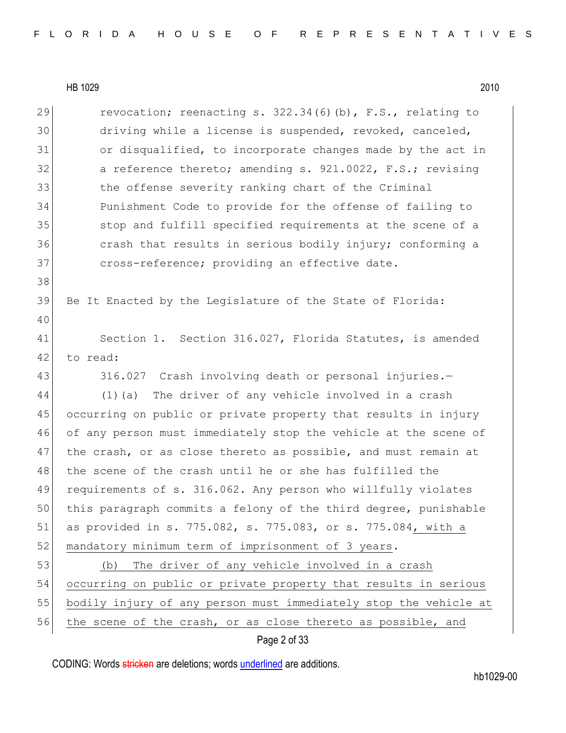revocation; reenacting s. 322.34(6)(b), F.S., relating to driving while a license is suspended, revoked, canceled, or disqualified, to incorporate changes made by the act in a reference thereto; amending s. 921.0022, F.S.; revising the offense severity ranking chart of the Criminal Punishment Code to provide for the offense of failing to stop and fulfill specified requirements at the scene of a crash that results in serious bodily injury; conforming a cross-reference; providing an effective date.

Be It Enacted by the Legislature of the State of Florida:

Section 1. Section 316.027, Florida Statutes, is amended to read:

316.027 Crash involving death or personal injuries.—

(1)(a) The driver of any vehicle involved in a crash occurring on public or private property that results in injury of any person must immediately stop the vehicle at the scene of the crash, or as close thereto as possible, and must remain at the scene of the crash until he or she has fulfilled the requirements of s. 316.062. Any person who willfully violates this paragraph commits a felony of the third degree, punishable as provided in s. 775.082, s. 775.083, or s. 775.084, with a mandatory minimum term of imprisonment of 3 years.

(b) The driver of any vehicle involved in a crash occurring on public or private property that results in serious bodily injury of any person must immediately stop the vehicle at the scene of the crash, or as close thereto as possible, and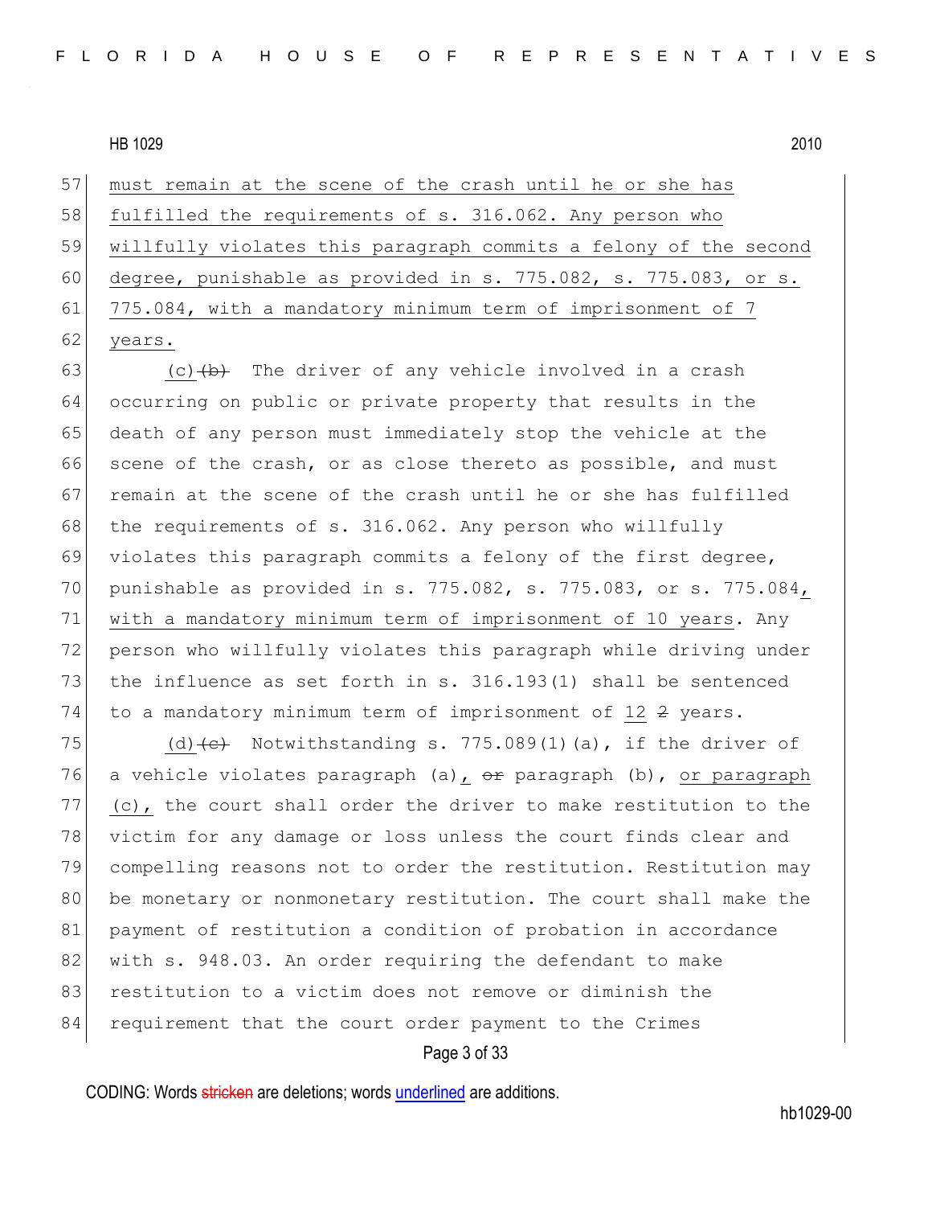must remain at the scene of the crash until he or she has fulfilled the requirements of s. 316.062. Any person who willfully violates this paragraph commits a felony of the second degree, punishable as provided in s. 775.082, s. 775.083, or s. 775.084, with a mandatory minimum term of imprisonment of 7 years.

(c) ~~(b)~~ The driver of any vehicle involved in a crash occurring on public or private property that results in the death of any person must immediately stop the vehicle at the scene of the crash, or as close thereto as possible, and must remain at the scene of the crash until he or she has fulfilled the requirements of s. 316.062. Any person who willfully violates this paragraph commits a felony of the first degree, punishable as provided in s. 775.082, s. 775.083, or s. 775.084, with a mandatory minimum term of imprisonment of 10 years. Any person who willfully violates this paragraph while driving under the influence as set forth in s. 316.193(1) shall be sentenced to a mandatory minimum term of imprisonment of 12 ~~2~~ years.

(d) ~~(c)~~ Notwithstanding s. 775.089(1)(a), if the driver of a vehicle violates paragraph (a), ~~or~~ paragraph (b), or paragraph (c), the court shall order the driver to make restitution to the victim for any damage or loss unless the court finds clear and compelling reasons not to order the restitution. Restitution may be monetary or nonmonetary restitution. The court shall make the payment of restitution a condition of probation in accordance with s. 948.03. An order requiring the defendant to make restitution to a victim does not remove or diminish the requirement that the court order payment to the Crimes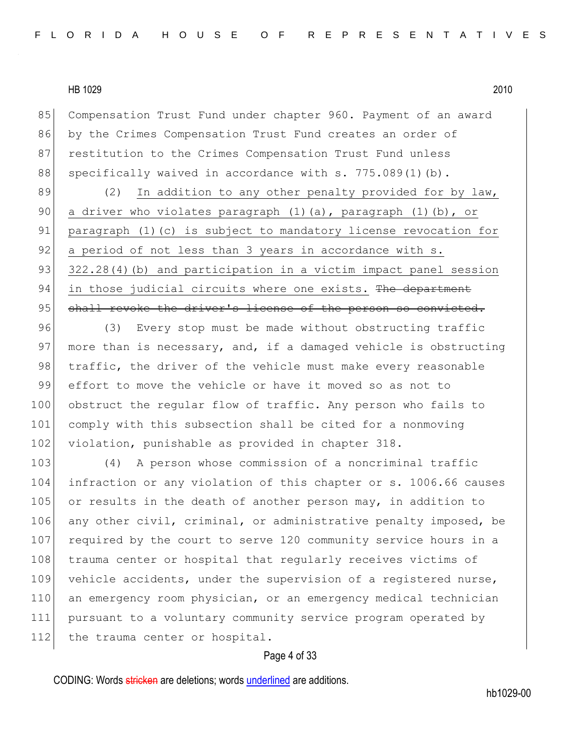Compensation Trust Fund under chapter 960. Payment of an award by the Crimes Compensation Trust Fund creates an order of restitution to the Crimes Compensation Trust Fund unless specifically waived in accordance with s. 775.089(1)(b).

(2) <u>In addition to any other penalty provided for by law, a driver who violates paragraph (1)(a), paragraph (1)(b), or paragraph (1)(c) is subject to mandatory license revocation for a period of not less than 3 years in accordance with s. 322.28(4)(b) and participation in a victim impact panel session in those judicial circuits where one exists.</u> ~~The department shall revoke the driver's license of the person so convicted.~~

(3) Every stop must be made without obstructing traffic more than is necessary, and, if a damaged vehicle is obstructing traffic, the driver of the vehicle must make every reasonable effort to move the vehicle or have it moved so as not to obstruct the regular flow of traffic. Any person who fails to comply with this subsection shall be cited for a nonmoving violation, punishable as provided in chapter 318.

(4) A person whose commission of a noncriminal traffic infraction or any violation of this chapter or s. 1006.66 causes or results in the death of another person may, in addition to any other civil, criminal, or administrative penalty imposed, be required by the court to serve 120 community service hours in a trauma center or hospital that regularly receives victims of vehicle accidents, under the supervision of a registered nurse, an emergency room physician, or an emergency medical technician pursuant to a voluntary community service program operated by the trauma center or hospital.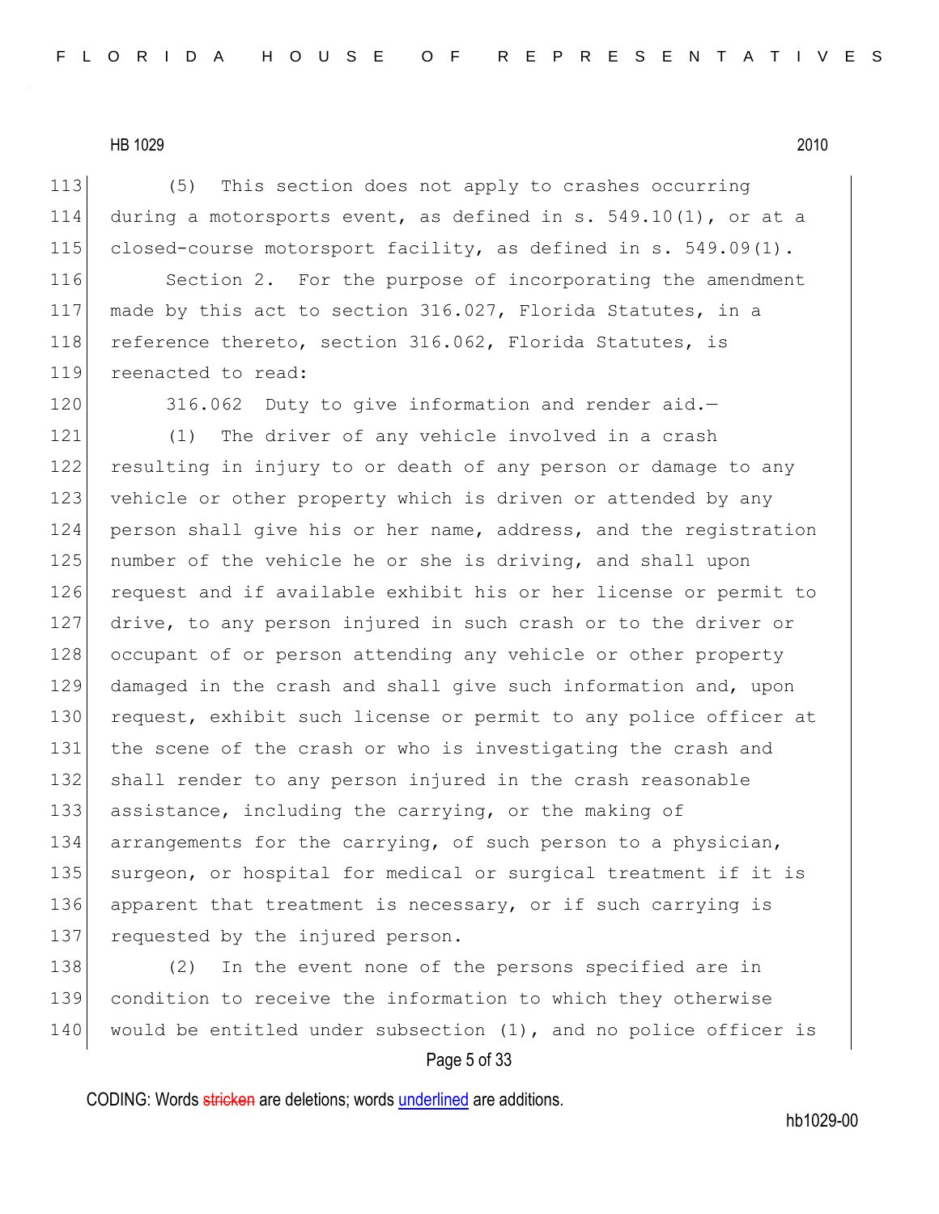(5) This section does not apply to crashes occurring during a motorsports event, as defined in s. 549.10(1), or at a closed-course motorsport facility, as defined in s. 549.09(1).

Section 2. For the purpose of incorporating the amendment made by this act to section 316.027, Florida Statutes, in a reference thereto, section 316.062, Florida Statutes, is reenacted to read:

316.062 Duty to give information and render aid.—

(1) The driver of any vehicle involved in a crash resulting in injury to or death of any person or damage to any vehicle or other property which is driven or attended by any person shall give his or her name, address, and the registration number of the vehicle he or she is driving, and shall upon request and if available exhibit his or her license or permit to drive, to any person injured in such crash or to the driver or occupant of or person attending any vehicle or other property damaged in the crash and shall give such information and, upon request, exhibit such license or permit to any police officer at the scene of the crash or who is investigating the crash and shall render to any person injured in the crash reasonable assistance, including the carrying, or the making of arrangements for the carrying, of such person to a physician, surgeon, or hospital for medical or surgical treatment if it is apparent that treatment is necessary, or if such carrying is requested by the injured person.

(2) In the event none of the persons specified are in condition to receive the information to which they otherwise would be entitled under subsection (1), and no police officer is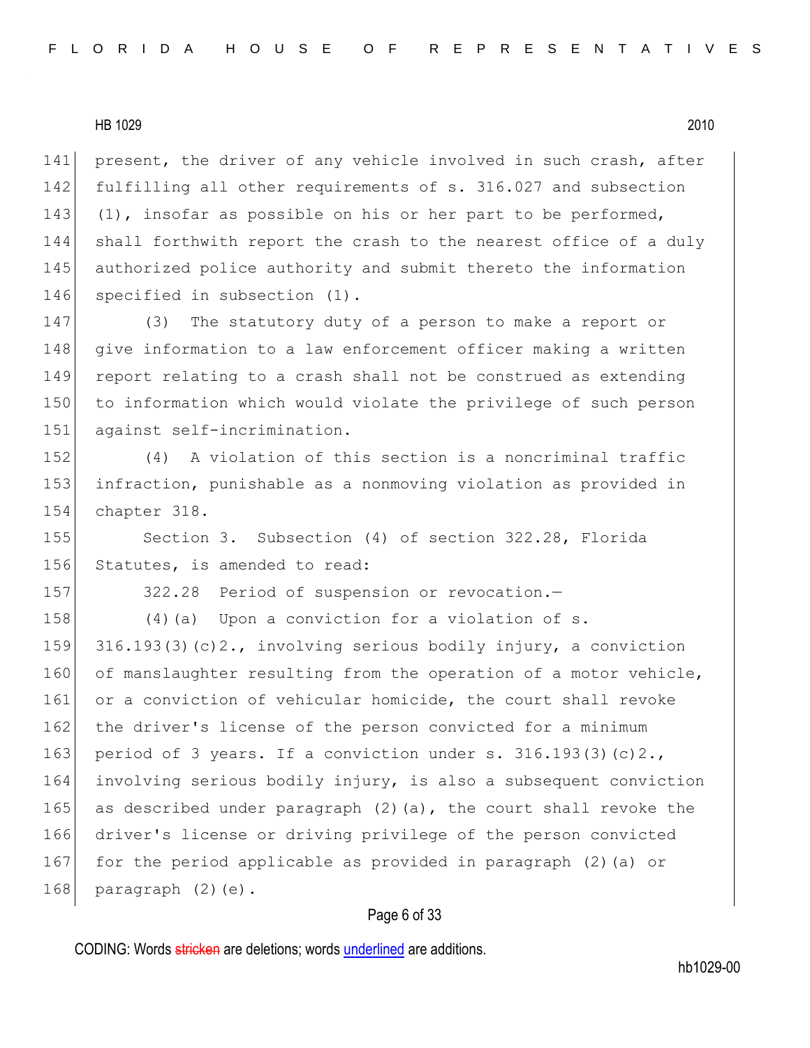present, the driver of any vehicle involved in such crash, after fulfilling all other requirements of s. 316.027 and subsection (1), insofar as possible on his or her part to be performed, shall forthwith report the crash to the nearest office of a duly authorized police authority and submit thereto the information specified in subsection (1).

(3) The statutory duty of a person to make a report or give information to a law enforcement officer making a written report relating to a crash shall not be construed as extending to information which would violate the privilege of such person against self-incrimination.

(4) A violation of this section is a noncriminal traffic infraction, punishable as a nonmoving violation as provided in chapter 318.

Section 3. Subsection (4) of section 322.28, Florida Statutes, is amended to read:

322.28 Period of suspension or revocation.—

(4)(a) Upon a conviction for a violation of s. 316.193(3)(c)2., involving serious bodily injury, a conviction of manslaughter resulting from the operation of a motor vehicle, or a conviction of vehicular homicide, the court shall revoke the driver's license of the person convicted for a minimum period of 3 years. If a conviction under s. 316.193(3)(c)2., involving serious bodily injury, is also a subsequent conviction as described under paragraph (2)(a), the court shall revoke the driver's license or driving privilege of the person convicted for the period applicable as provided in paragraph (2)(a) or paragraph (2)(e).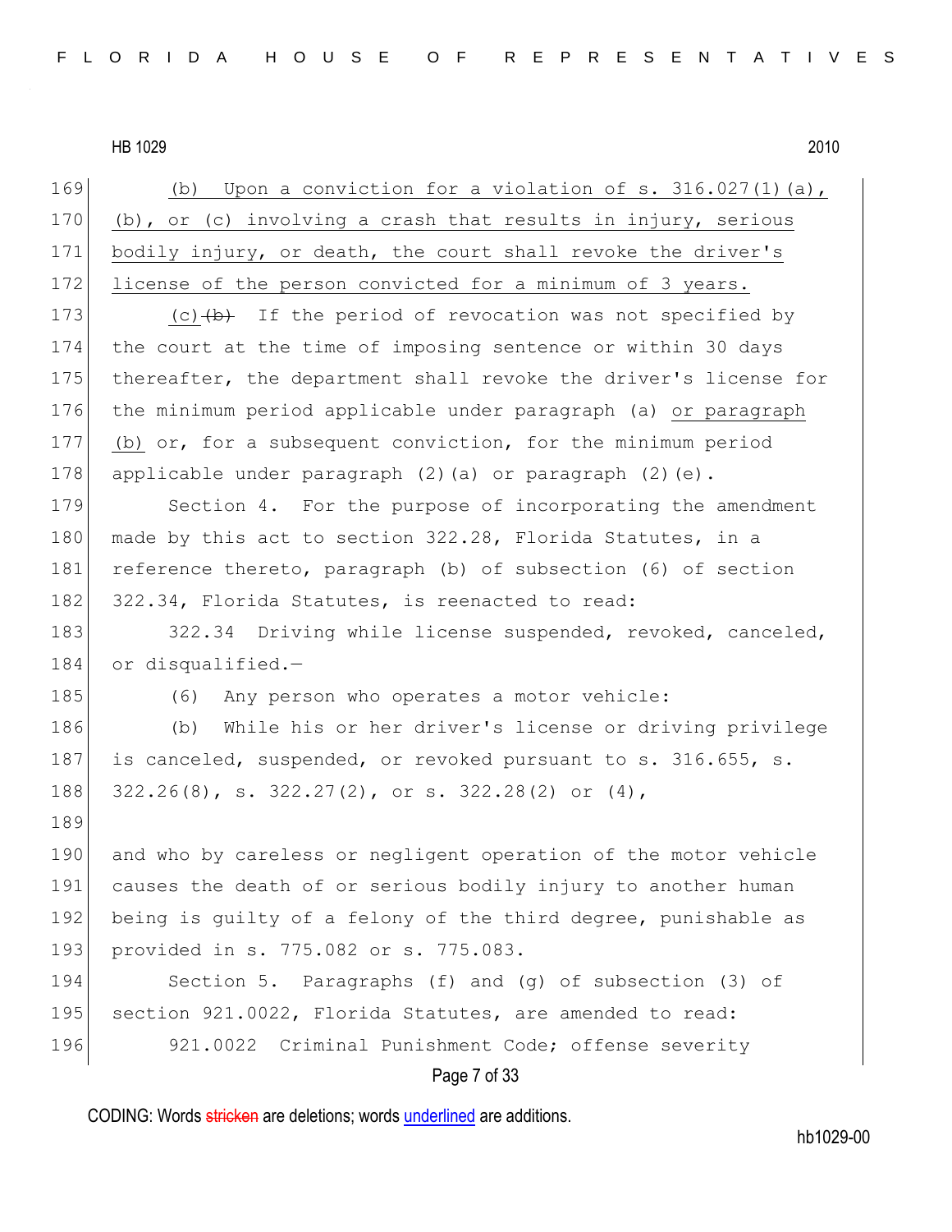(b) Upon a conviction for a violation of s. 316.027(1)(a), (b), or (c) involving a crash that results in injury, serious bodily injury, or death, the court shall revoke the driver's license of the person convicted for a minimum of 3 years.

(c) ~~(b)~~ If the period of revocation was not specified by the court at the time of imposing sentence or within 30 days thereafter, the department shall revoke the driver's license for the minimum period applicable under paragraph (a) or paragraph (b) or, for a subsequent conviction, for the minimum period applicable under paragraph (2)(a) or paragraph (2)(e).

Section 4. For the purpose of incorporating the amendment made by this act to section 322.28, Florida Statutes, in a reference thereto, paragraph (b) of subsection (6) of section 322.34, Florida Statutes, is reenacted to read:

322.34 Driving while license suspended, revoked, canceled, or disqualified.—

(6) Any person who operates a motor vehicle:

(b) While his or her driver's license or driving privilege is canceled, suspended, or revoked pursuant to s. 316.655, s. 322.26(8), s. 322.27(2), or s. 322.28(2) or (4),

and who by careless or negligent operation of the motor vehicle causes the death of or serious bodily injury to another human being is guilty of a felony of the third degree, punishable as provided in s. 775.082 or s. 775.083.

Section 5. Paragraphs (f) and (g) of subsection (3) of section 921.0022, Florida Statutes, are amended to read:

921.0022 Criminal Punishment Code; offense severity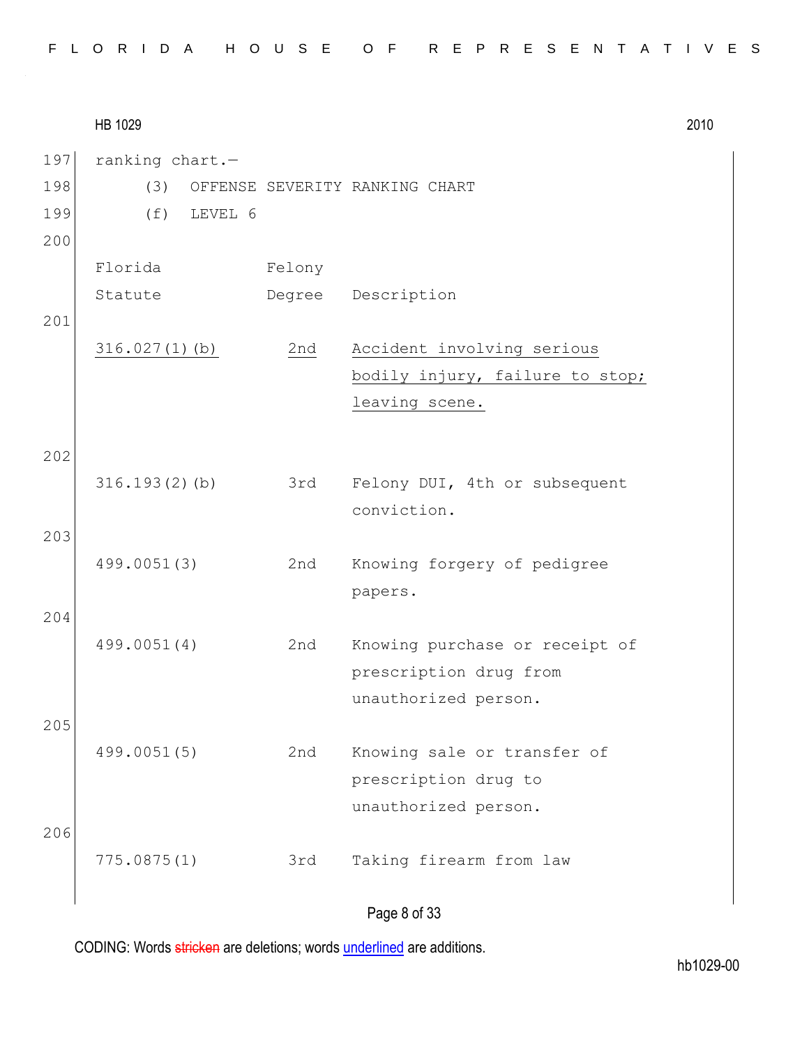ranking chart.—

(3) OFFENSE SEVERITY RANKING CHART

(f) LEVEL 6

| Florida Statute | Felony Degree | Description |
|---|---|---|
| <u>316.027(1)(b)</u> | <u>2nd</u> | <u>Accident involving serious bodily injury, failure to stop; leaving scene.</u> |
| 316.193(2)(b) | 3rd | Felony DUI, 4th or subsequent conviction. |
| 499.0051(3) | 2nd | Knowing forgery of pedigree papers. |
| 499.0051(4) | 2nd | Knowing purchase or receipt of prescription drug from unauthorized person. |
| 499.0051(5) | 2nd | Knowing sale or transfer of prescription drug to unauthorized person. |
| 775.0875(1) | 3rd | Taking firearm from law |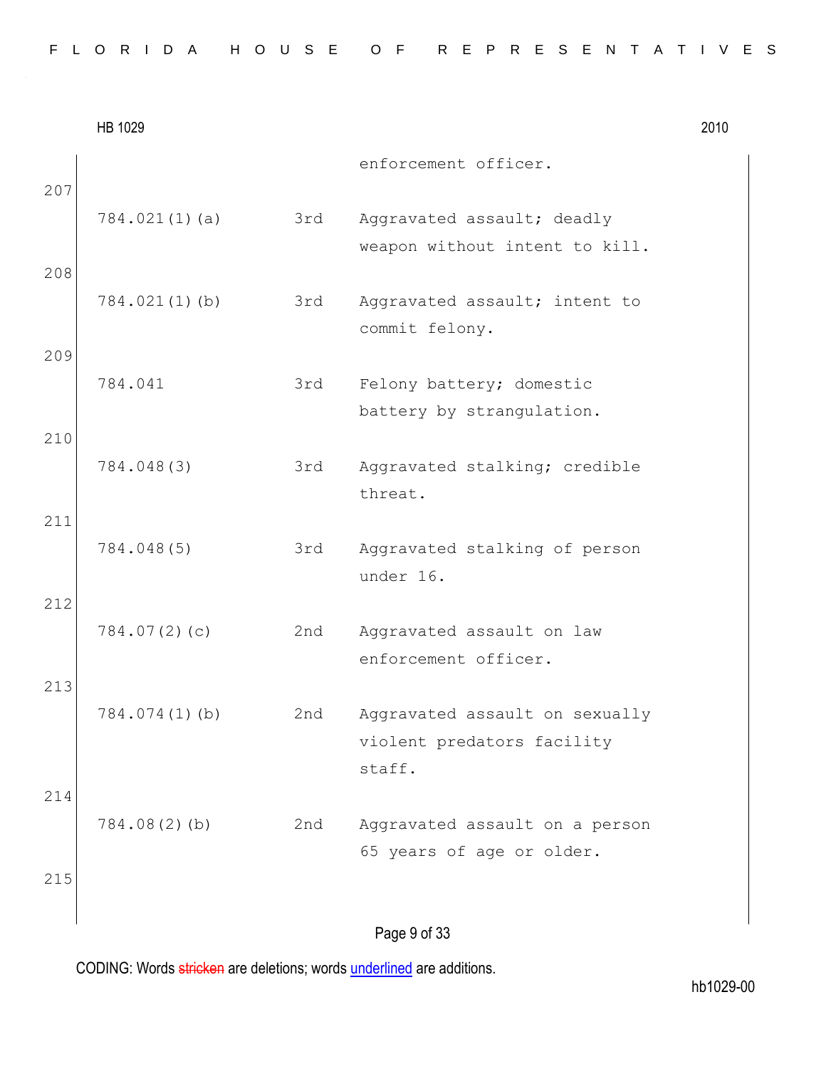enforcement officer.

207

| | | |
|---|---|---|
| 784.021(1)(a) | 3rd | Aggravated assault; deadly weapon without intent to kill. |

208

| | | |
|---|---|---|
| 784.021(1)(b) | 3rd | Aggravated assault; intent to commit felony. |

209

| | | |
|---|---|---|
| 784.041 | 3rd | Felony battery; domestic battery by strangulation. |

210

| | | |
|---|---|---|
| 784.048(3) | 3rd | Aggravated stalking; credible threat. |

211

| | | |
|---|---|---|
| 784.048(5) | 3rd | Aggravated stalking of person under 16. |

212

| | | |
|---|---|---|
| 784.07(2)(c) | 2nd | Aggravated assault on law enforcement officer. |

213

| | | |
|---|---|---|
| 784.074(1)(b) | 2nd | Aggravated assault on sexually violent predators facility staff. |

214

| | | |
|---|---|---|
| 784.08(2)(b) | 2nd | Aggravated assault on a person 65 years of age or older. |

215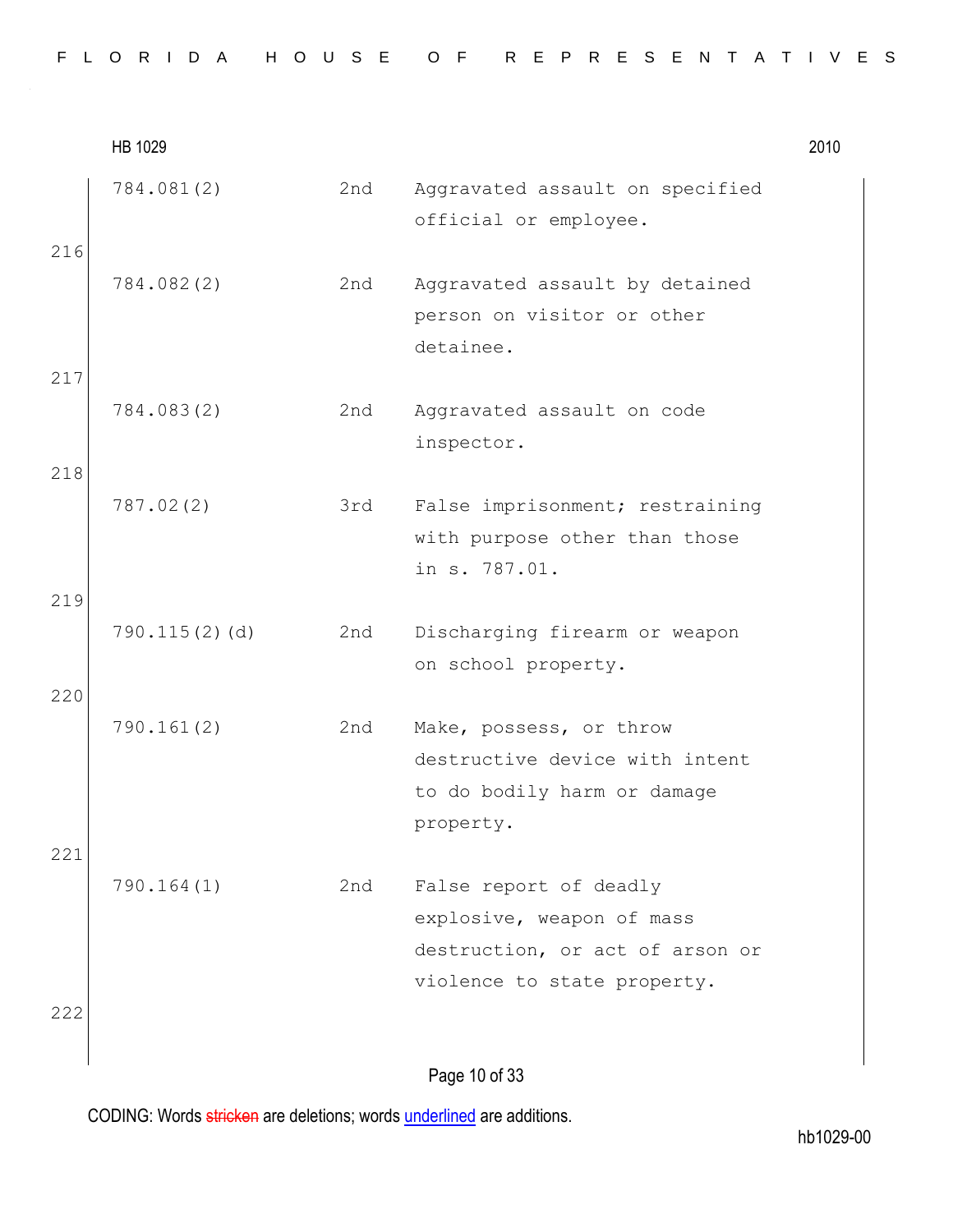HB 1029 2010

| | | |
|---|---|---|
| 784.081(2) | 2nd | Aggravated assault on specified official or employee. |
| 784.082(2) | 2nd | Aggravated assault by detained person on visitor or other detainee. |
| 784.083(2) | 2nd | Aggravated assault on code inspector. |
| 787.02(2) | 3rd | False imprisonment; restraining with purpose other than those in s. 787.01. |
| 790.115(2)(d) | 2nd | Discharging firearm or weapon on school property. |
| 790.161(2) | 2nd | Make, possess, or throw destructive device with intent to do bodily harm or damage property. |
| 790.164(1) | 2nd | False report of deadly explosive, weapon of mass destruction, or act of arson or violence to state property. |

CODING: Words stricken are deletions; words underlined are additions.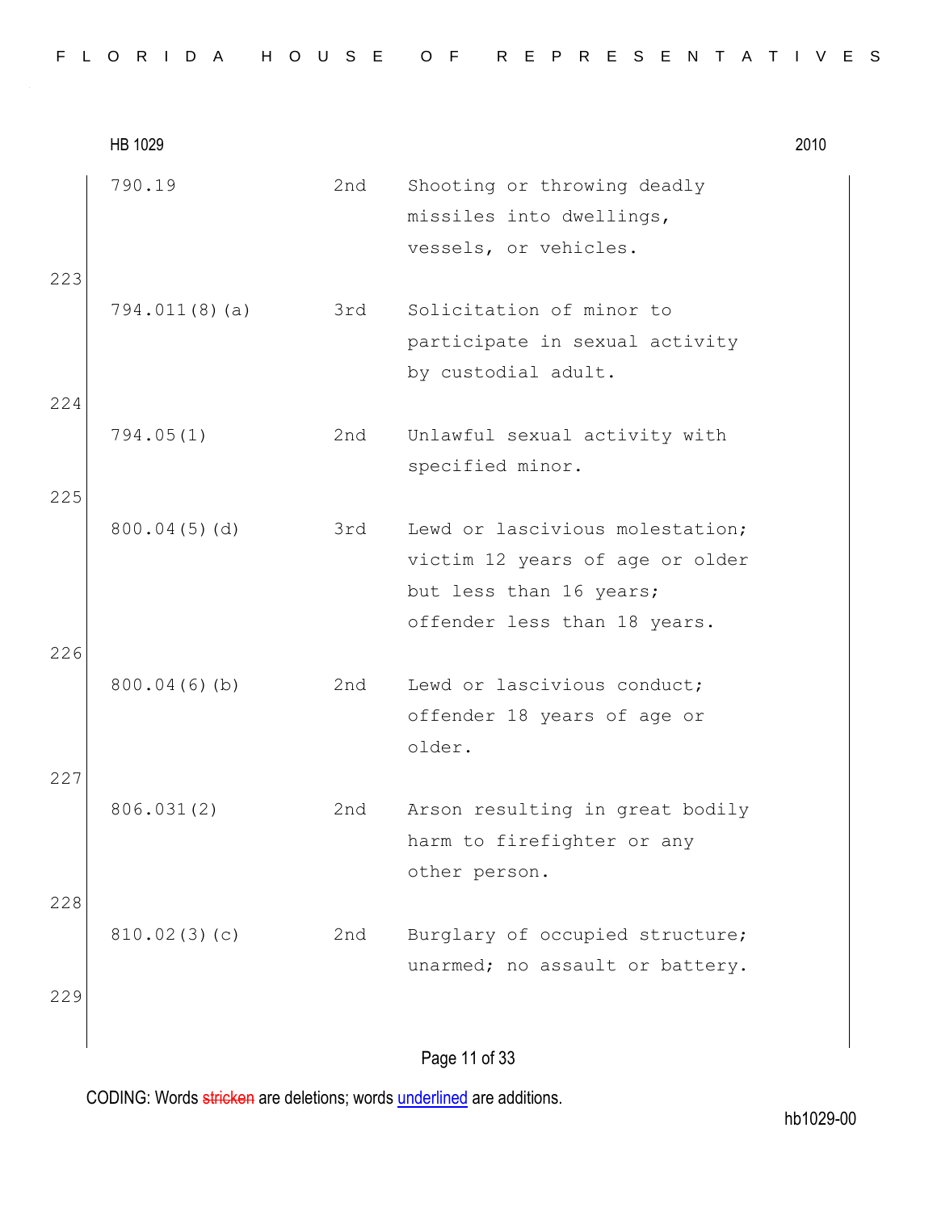| | | |
|---|---|---|
| 790.19 | 2nd | Shooting or throwing deadly missiles into dwellings, vessels, or vehicles. |
| 794.011(8)(a) | 3rd | Solicitation of minor to participate in sexual activity by custodial adult. |
| 794.05(1) | 2nd | Unlawful sexual activity with specified minor. |
| 800.04(5)(d) | 3rd | Lewd or lascivious molestation; victim 12 years of age or older but less than 16 years; offender less than 18 years. |
| 800.04(6)(b) | 2nd | Lewd or lascivious conduct; offender 18 years of age or older. |
| 806.031(2) | 2nd | Arson resulting in great bodily harm to firefighter or any other person. |
| 810.02(3)(c) | 2nd | Burglary of occupied structure; unarmed; no assault or battery. |

223
224
225
226
227
228
229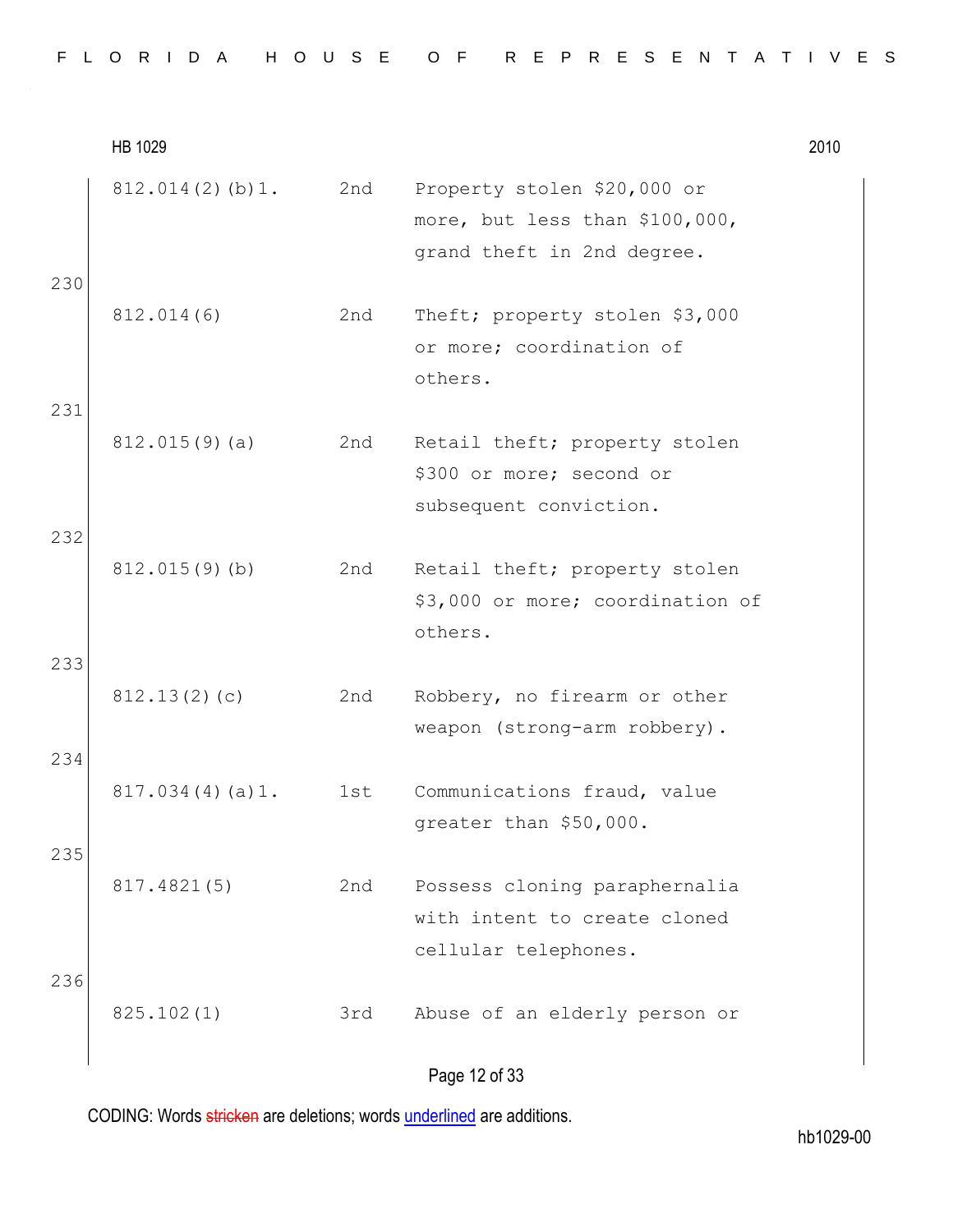HB 1029

| | | |
|---|---|---|
| 812.014(2)(b)1. | 2nd | Property stolen $20,000 or more, but less than $100,000, grand theft in 2nd degree. |
| 812.014(6) | 2nd | Theft; property stolen $3,000 or more; coordination of others. |
| 812.015(9)(a) | 2nd | Retail theft; property stolen $300 or more; second or subsequent conviction. |
| 812.015(9)(b) | 2nd | Retail theft; property stolen $3,000 or more; coordination of others. |
| 812.13(2)(c) | 2nd | Robbery, no firearm or other weapon (strong-arm robbery). |
| 817.034(4)(a)1. | 1st | Communications fraud, value greater than $50,000. |
| 817.4821(5) | 2nd | Possess cloning paraphernalia with intent to create cloned cellular telephones. |
| 825.102(1) | 3rd | Abuse of an elderly person or |

CODING: Words stricken are deletions; words underlined are additions.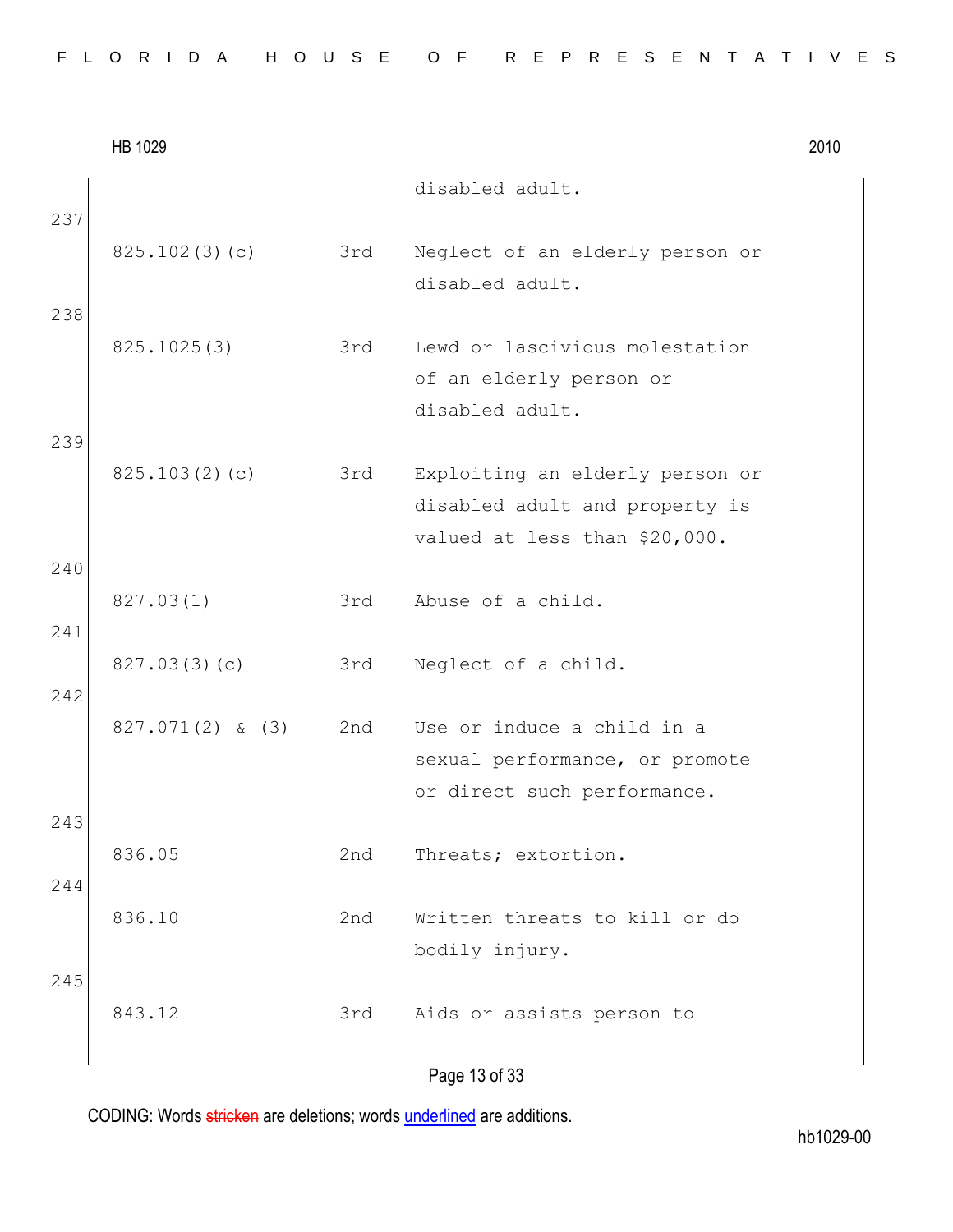| | | disabled adult. |
|---|---|---|
| 825.102(3)(c) | 3rd | Neglect of an elderly person or disabled adult. |
| 825.1025(3) | 3rd | Lewd or lascivious molestation of an elderly person or disabled adult. |
| 825.103(2)(c) | 3rd | Exploiting an elderly person or disabled adult and property is valued at less than $20,000. |
| 827.03(1) | 3rd | Abuse of a child. |
| 827.03(3)(c) | 3rd | Neglect of a child. |
| 827.071(2) & (3) | 2nd | Use or induce a child in a sexual performance, or promote or direct such performance. |
| 836.05 | 2nd | Threats; extortion. |
| 836.10 | 2nd | Written threats to kill or do bodily injury. |
| 843.12 | 3rd | Aids or assists person to |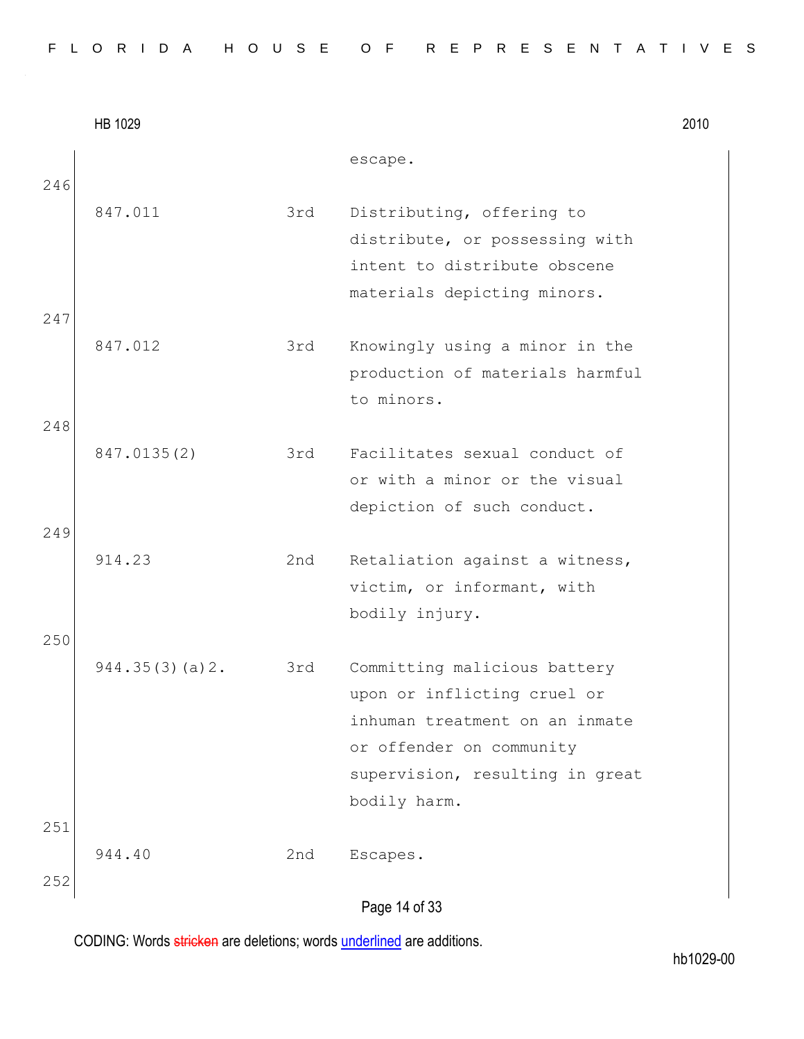escape.

246

| | | |
|---|---|---|
| 847.011 | 3rd | Distributing, offering to distribute, or possessing with intent to distribute obscene materials depicting minors. |

247

| | | |
|---|---|---|
| 847.012 | 3rd | Knowingly using a minor in the production of materials harmful to minors. |

248

| | | |
|---|---|---|
| 847.0135(2) | 3rd | Facilitates sexual conduct of or with a minor or the visual depiction of such conduct. |

249

| | | |
|---|---|---|
| 914.23 | 2nd | Retaliation against a witness, victim, or informant, with bodily injury. |

250

| | | |
|---|---|---|
| 944.35(3)(a)2. | 3rd | Committing malicious battery upon or inflicting cruel or inhuman treatment on an inmate or offender on community supervision, resulting in great bodily harm. |

251

| | | |
|---|---|---|
| 944.40 | 2nd | Escapes. |

252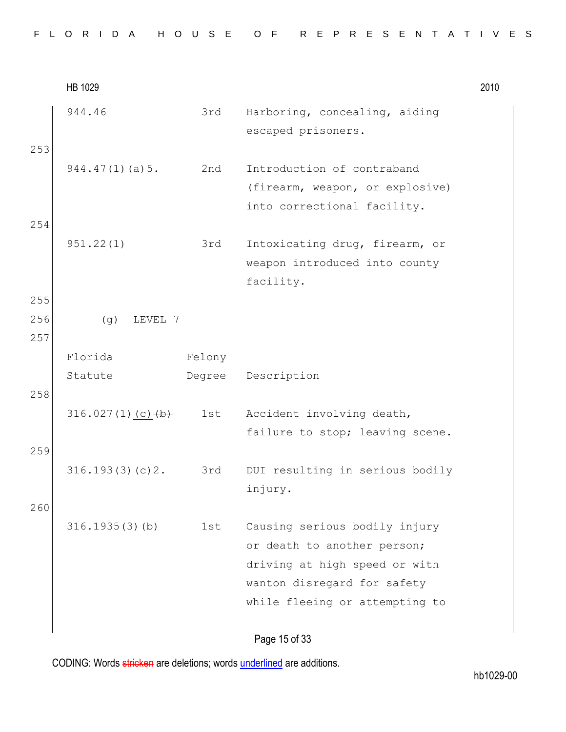| Florida Statute | Felony Degree | Description |
|---|---|---|
| 944.46 | 3rd | Harboring, concealing, aiding escaped prisoners. |
| 944.47(1)(a)5. | 2nd | Introduction of contraband (firearm, weapon, or explosive) into correctional facility. |
| 951.22(1) | 3rd | Intoxicating drug, firearm, or weapon introduced into county facility. |

(g) LEVEL 7

| Florida Statute | Felony Degree | Description |
|---|---|---|
| 316.027(1)<u>(c)</u>~~(b)~~ | 1st | Accident involving death, failure to stop; leaving scene. |
| 316.193(3)(c)2. | 3rd | DUI resulting in serious bodily injury. |
| 316.1935(3)(b) | 1st | Causing serious bodily injury or death to another person; driving at high speed or with wanton disregard for safety while fleeing or attempting to |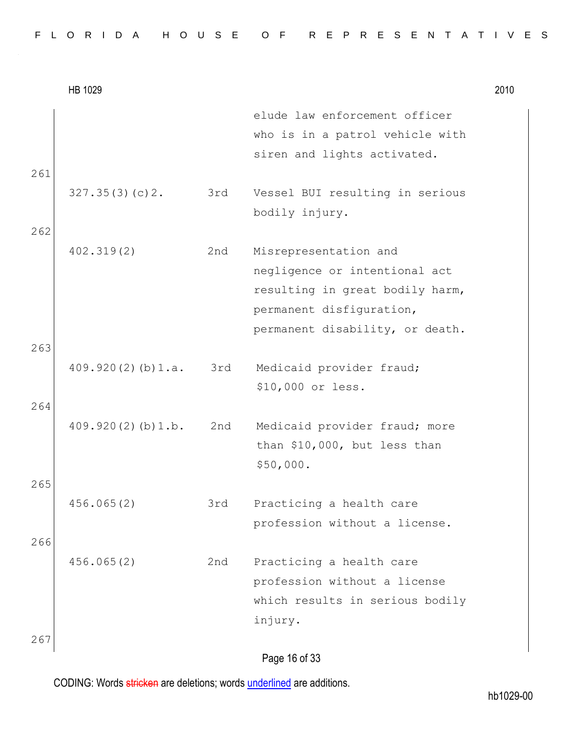| | | |
|---|---|---|
| | | elude law enforcement officer who is in a patrol vehicle with siren and lights activated. |
| 327.35(3)(c)2. | 3rd | Vessel BUI resulting in serious bodily injury. |
| 402.319(2) | 2nd | Misrepresentation and negligence or intentional act resulting in great bodily harm, permanent disfiguration, permanent disability, or death. |
| 409.920(2)(b)1.a. | 3rd | Medicaid provider fraud; $10,000 or less. |
| 409.920(2)(b)1.b. | 2nd | Medicaid provider fraud; more than $10,000, but less than $50,000. |
| 456.065(2) | 3rd | Practicing a health care profession without a license. |
| 456.065(2) | 2nd | Practicing a health care profession without a license which results in serious bodily injury. |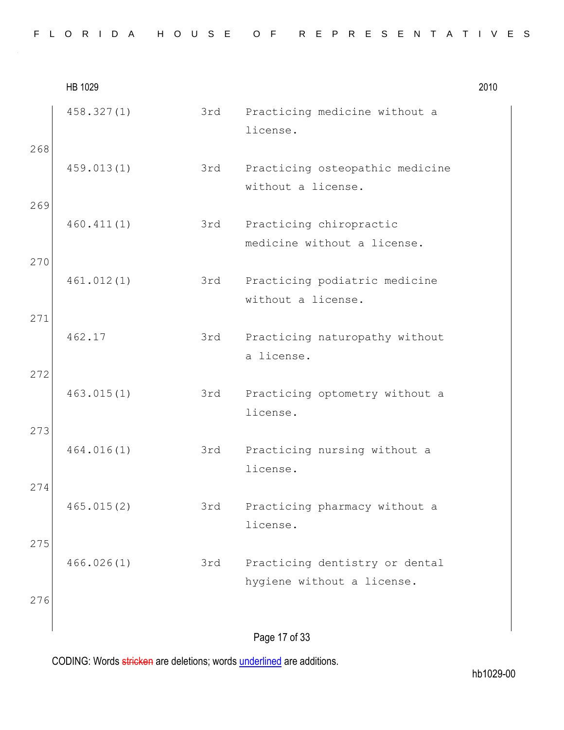| | | |
|---|---|---|
| 458.327(1) | 3rd | Practicing medicine without a license. |
| 459.013(1) | 3rd | Practicing osteopathic medicine without a license. |
| 460.411(1) | 3rd | Practicing chiropractic medicine without a license. |
| 461.012(1) | 3rd | Practicing podiatric medicine without a license. |
| 462.17 | 3rd | Practicing naturopathy without a license. |
| 463.015(1) | 3rd | Practicing optometry without a license. |
| 464.016(1) | 3rd | Practicing nursing without a license. |
| 465.015(2) | 3rd | Practicing pharmacy without a license. |
| 466.026(1) | 3rd | Practicing dentistry or dental hygiene without a license. |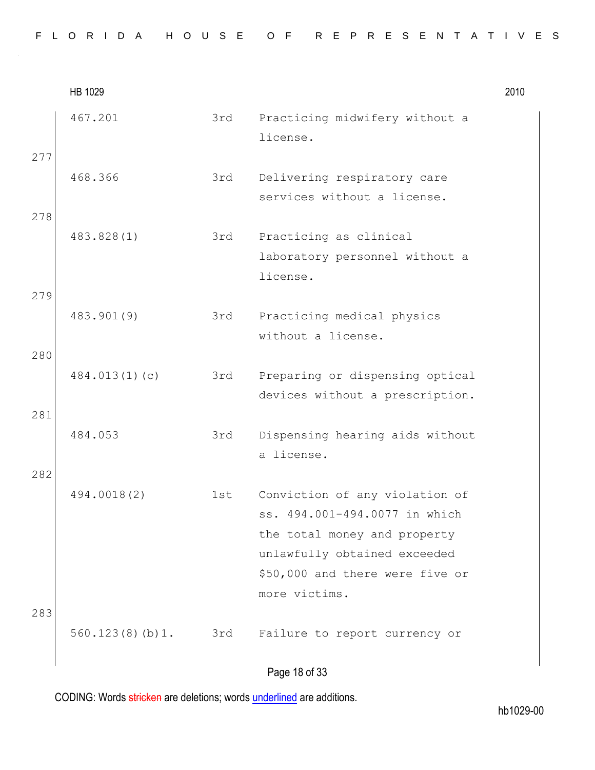| | | |
|---|---|---|
| 467.201 | 3rd | Practicing midwifery without a license. |
| 468.366 | 3rd | Delivering respiratory care services without a license. |
| 483.828(1) | 3rd | Practicing as clinical laboratory personnel without a license. |
| 483.901(9) | 3rd | Practicing medical physics without a license. |
| 484.013(1)(c) | 3rd | Preparing or dispensing optical devices without a prescription. |
| 484.053 | 3rd | Dispensing hearing aids without a license. |
| 494.0018(2) | 1st | Conviction of any violation of ss. 494.001-494.0077 in which the total money and property unlawfully obtained exceeded $50,000 and there were five or more victims. |
| 560.123(8)(b)1. | 3rd | Failure to report currency or |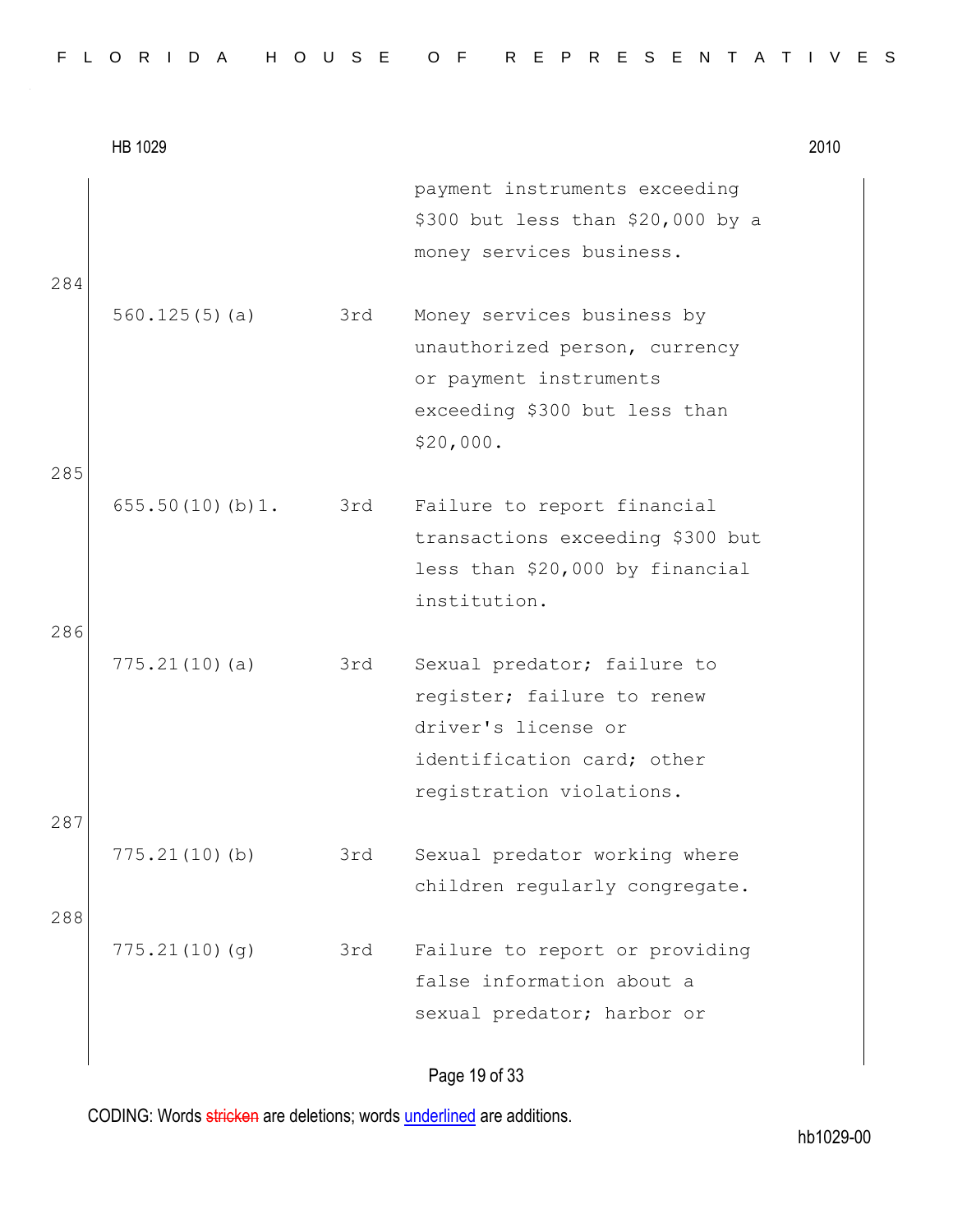| | | payment instruments exceeding $300 but less than $20,000 by a money services business. |
|---|---|---|
| 560.125(5)(a) | 3rd | Money services business by unauthorized person, currency or payment instruments exceeding $300 but less than $20,000. |
| 655.50(10)(b)1. | 3rd | Failure to report financial transactions exceeding $300 but less than $20,000 by financial institution. |
| 775.21(10)(a) | 3rd | Sexual predator; failure to register; failure to renew driver's license or identification card; other registration violations. |
| 775.21(10)(b) | 3rd | Sexual predator working where children regularly congregate. |
| 775.21(10)(g) | 3rd | Failure to report or providing false information about a sexual predator; harbor or |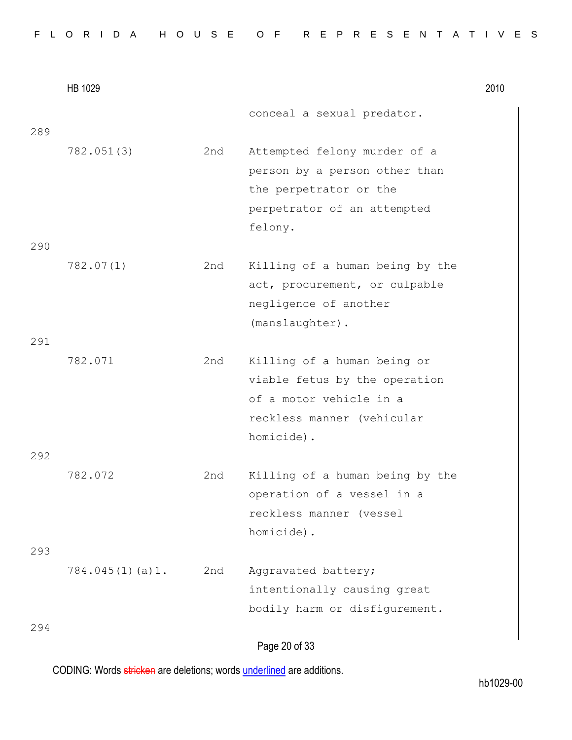| | | conceal a sexual predator. |
|---|---|---|
| 782.051(3) | 2nd | Attempted felony murder of a person by a person other than the perpetrator or the perpetrator of an attempted felony. |
| 782.07(1) | 2nd | Killing of a human being by the act, procurement, or culpable negligence of another (manslaughter). |
| 782.071 | 2nd | Killing of a human being or viable fetus by the operation of a motor vehicle in a reckless manner (vehicular homicide). |
| 782.072 | 2nd | Killing of a human being by the operation of a vessel in a reckless manner (vessel homicide). |
| 784.045(1)(a)1. | 2nd | Aggravated battery; intentionally causing great bodily harm or disfigurement. |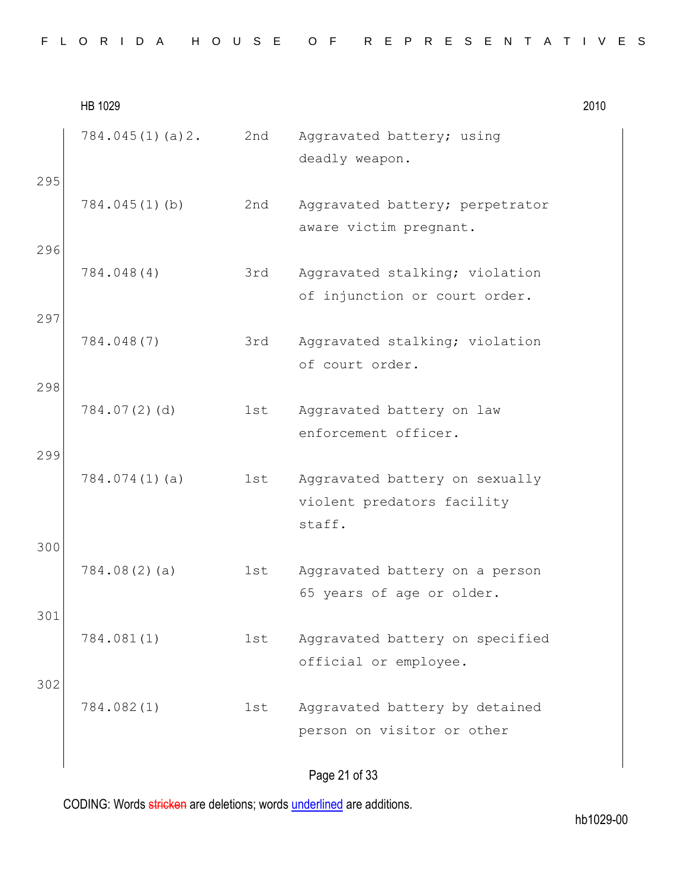| | | | |
|---|---|---|---|
| | 784.045(1)(a)2. | 2nd | Aggravated battery; using deadly weapon. |
| 295 | 784.045(1)(b) | 2nd | Aggravated battery; perpetrator aware victim pregnant. |
| 296 | 784.048(4) | 3rd | Aggravated stalking; violation of injunction or court order. |
| 297 | 784.048(7) | 3rd | Aggravated stalking; violation of court order. |
| 298 | 784.07(2)(d) | 1st | Aggravated battery on law enforcement officer. |
| 299 | 784.074(1)(a) | 1st | Aggravated battery on sexually violent predators facility staff. |
| 300 | 784.08(2)(a) | 1st | Aggravated battery on a person 65 years of age or older. |
| 301 | 784.081(1) | 1st | Aggravated battery on specified official or employee. |
| 302 | 784.082(1) | 1st | Aggravated battery by detained person on visitor or other |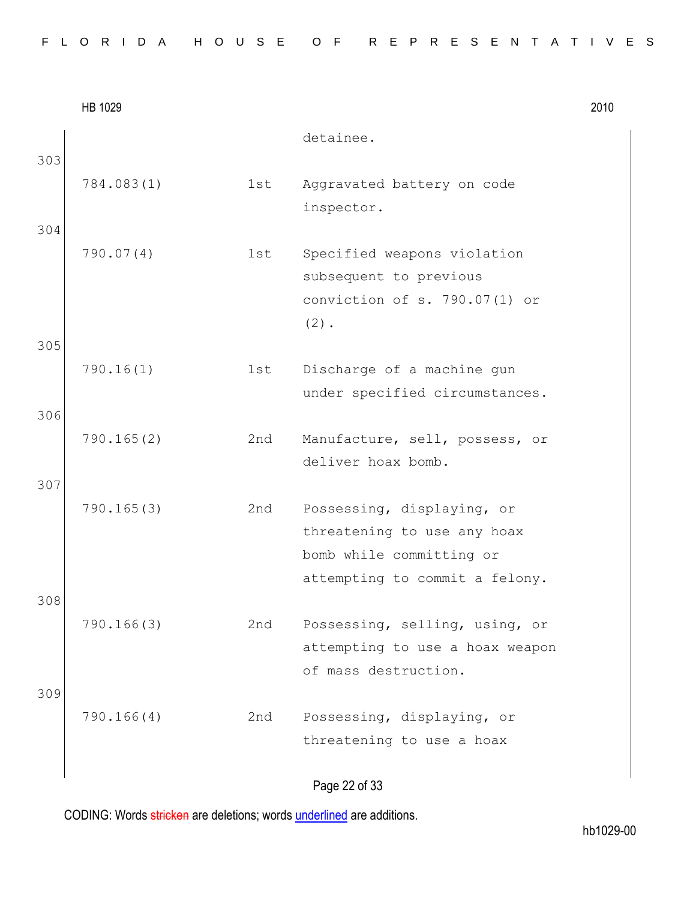| | | |
|---|---|---|
| | | detainee. |
| 784.083(1) | 1st | Aggravated battery on code inspector. |
| 790.07(4) | 1st | Specified weapons violation subsequent to previous conviction of s. 790.07(1) or (2). |
| 790.16(1) | 1st | Discharge of a machine gun under specified circumstances. |
| 790.165(2) | 2nd | Manufacture, sell, possess, or deliver hoax bomb. |
| 790.165(3) | 2nd | Possessing, displaying, or threatening to use any hoax bomb while committing or attempting to commit a felony. |
| 790.166(3) | 2nd | Possessing, selling, using, or attempting to use a hoax weapon of mass destruction. |
| 790.166(4) | 2nd | Possessing, displaying, or threatening to use a hoax |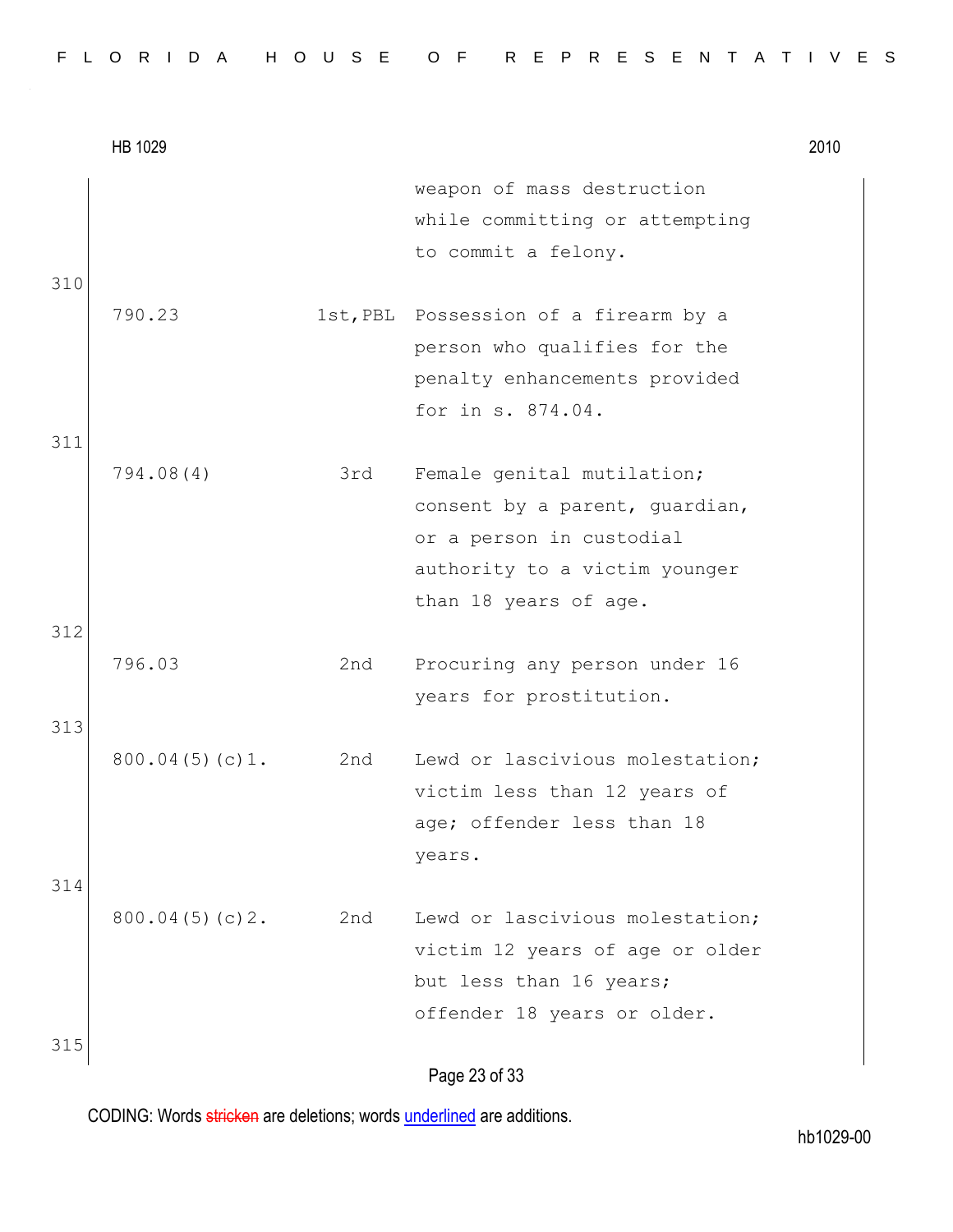| | | weapon of mass destruction while committing or attempting to commit a felony. |
|---|---|---|
| 310 | | |
| 790.23 | 1st,PBL | Possession of a firearm by a person who qualifies for the penalty enhancements provided for in s. 874.04. |
| 311 | | |
| 794.08(4) | 3rd | Female genital mutilation; consent by a parent, guardian, or a person in custodial authority to a victim younger than 18 years of age. |
| 312 | | |
| 796.03 | 2nd | Procuring any person under 16 years for prostitution. |
| 313 | | |
| 800.04(5)(c)1. | 2nd | Lewd or lascivious molestation; victim less than 12 years of age; offender less than 18 years. |
| 314 | | |
| 800.04(5)(c)2. | 2nd | Lewd or lascivious molestation; victim 12 years of age or older but less than 16 years; offender 18 years or older. |
| 315 | | |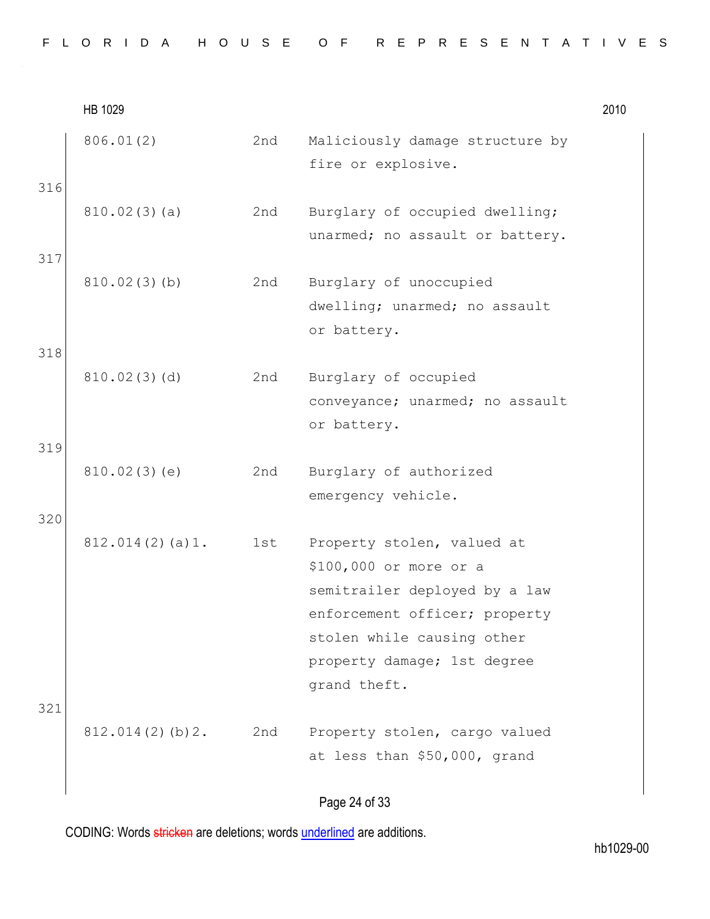| | | |
|---|---|---|
| 806.01(2) | 2nd | Maliciously damage structure by fire or explosive. |

316

| | | |
|---|---|---|
| 810.02(3)(a) | 2nd | Burglary of occupied dwelling; unarmed; no assault or battery. |

317

| | | |
|---|---|---|
| 810.02(3)(b) | 2nd | Burglary of unoccupied dwelling; unarmed; no assault or battery. |

318

| | | |
|---|---|---|
| 810.02(3)(d) | 2nd | Burglary of occupied conveyance; unarmed; no assault or battery. |

319

| | | |
|---|---|---|
| 810.02(3)(e) | 2nd | Burglary of authorized emergency vehicle. |

320

| | | |
|---|---|---|
| 812.014(2)(a)1. | 1st | Property stolen, valued at $100,000 or more or a semitrailer deployed by a law enforcement officer; property stolen while causing other property damage; 1st degree grand theft. |

321

| | | |
|---|---|---|
| 812.014(2)(b)2. | 2nd | Property stolen, cargo valued at less than $50,000, grand |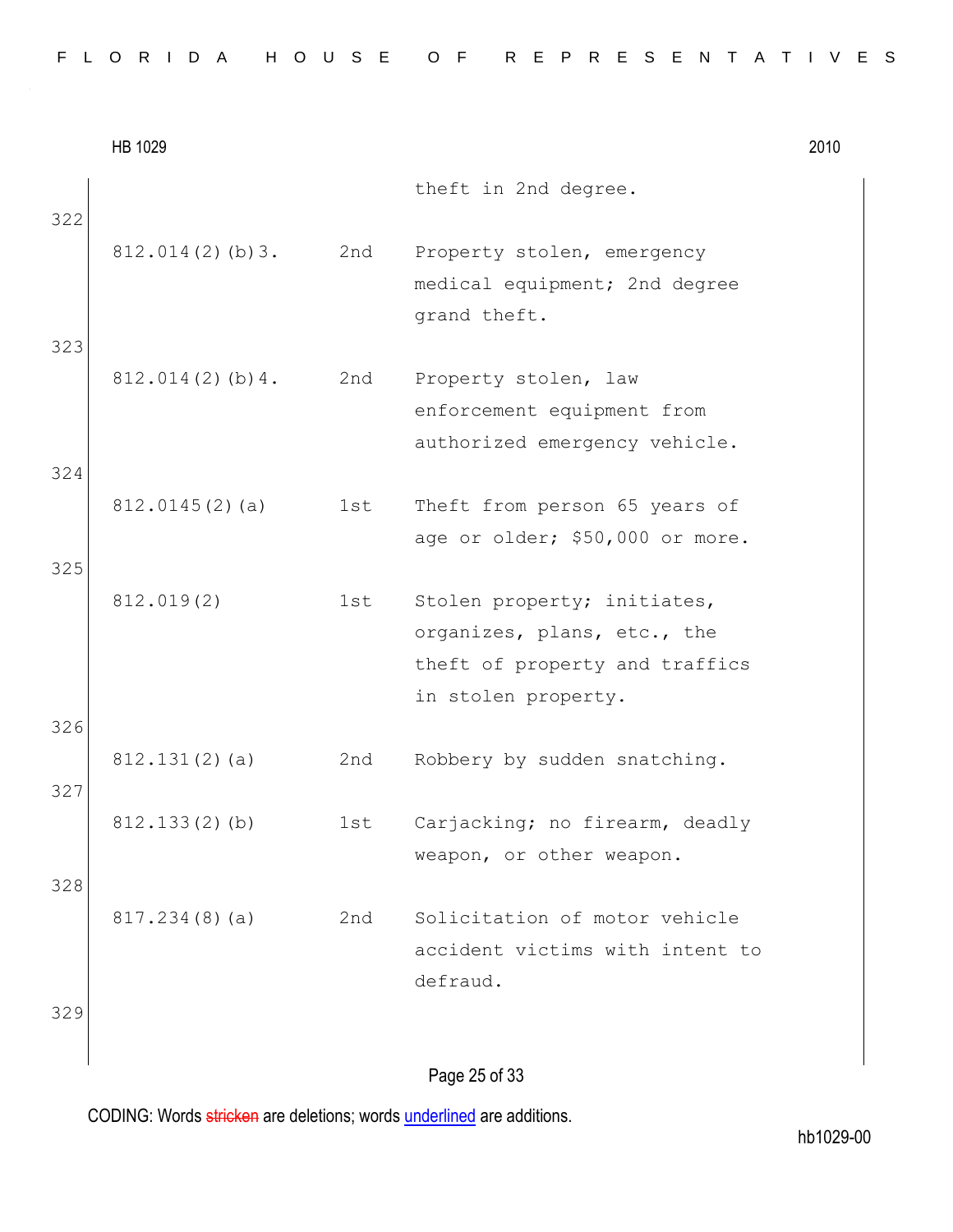| | | |
|---|---|---|
| | | theft in 2nd degree. |
| 812.014(2)(b)3. | 2nd | Property stolen, emergency medical equipment; 2nd degree grand theft. |
| 812.014(2)(b)4. | 2nd | Property stolen, law enforcement equipment from authorized emergency vehicle. |
| 812.0145(2)(a) | 1st | Theft from person 65 years of age or older; $50,000 or more. |
| 812.019(2) | 1st | Stolen property; initiates, organizes, plans, etc., the theft of property and traffics in stolen property. |
| 812.131(2)(a) | 2nd | Robbery by sudden snatching. |
| 812.133(2)(b) | 1st | Carjacking; no firearm, deadly weapon, or other weapon. |
| 817.234(8)(a) | 2nd | Solicitation of motor vehicle accident victims with intent to defraud. |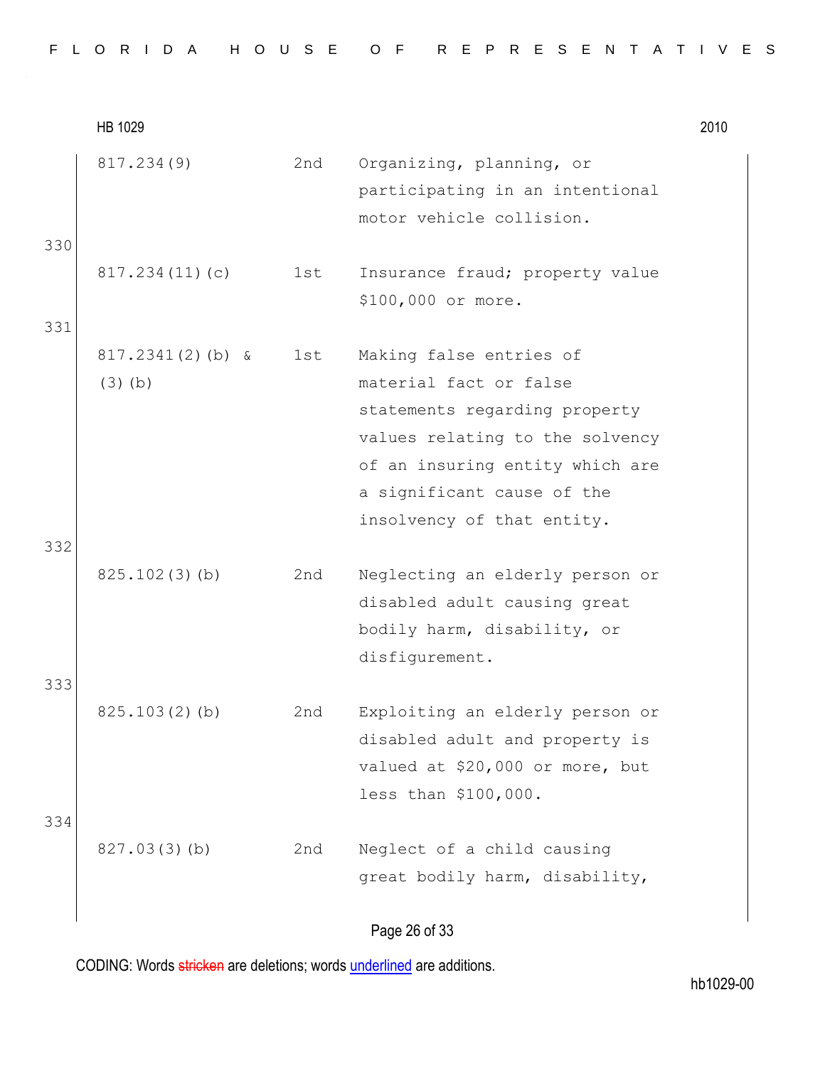| | | | |
|---|---|---|---|
| | 817.234(9) | 2nd | Organizing, planning, or participating in an intentional motor vehicle collision. |
| 330 | 817.234(11)(c) | 1st | Insurance fraud; property value $100,000 or more. |
| 331 | 817.2341(2)(b) & (3)(b) | 1st | Making false entries of material fact or false statements regarding property values relating to the solvency of an insuring entity which are a significant cause of the insolvency of that entity. |
| 332 | 825.102(3)(b) | 2nd | Neglecting an elderly person or disabled adult causing great bodily harm, disability, or disfigurement. |
| 333 | 825.103(2)(b) | 2nd | Exploiting an elderly person or disabled adult and property is valued at $20,000 or more, but less than $100,000. |
| 334 | 827.03(3)(b) | 2nd | Neglect of a child causing great bodily harm, disability, |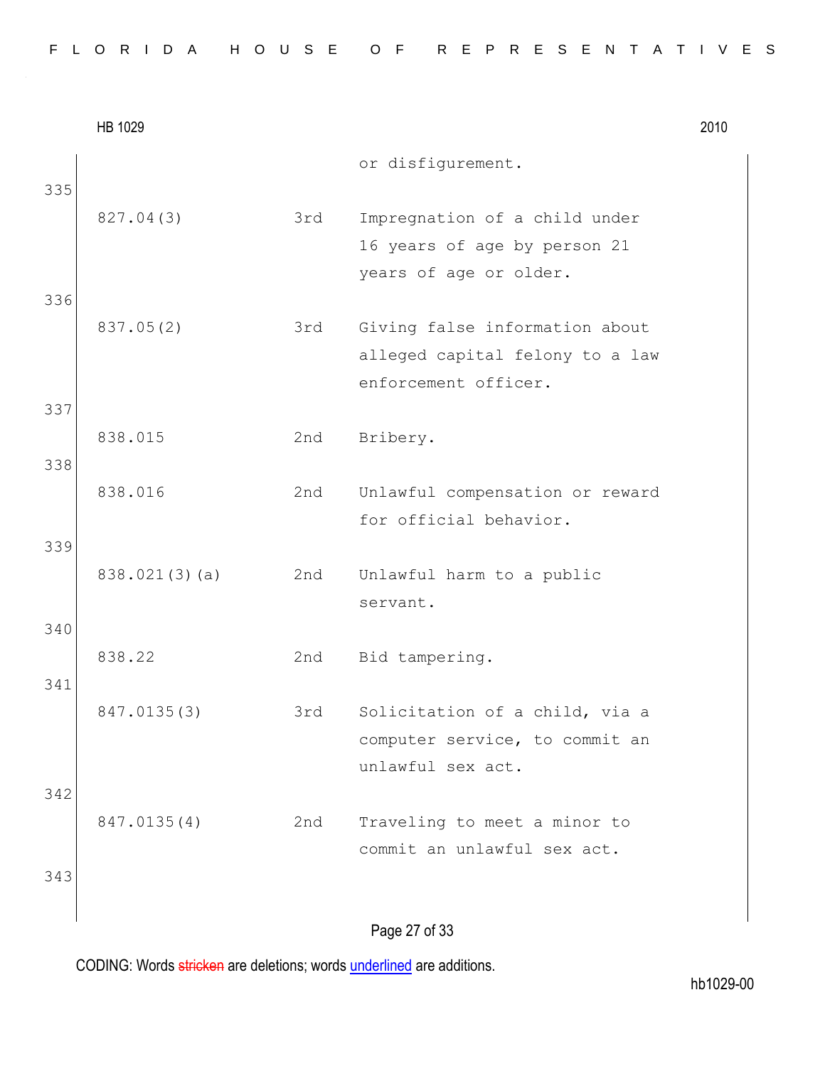| | | |
|---|---|---|
| | | or disfigurement. |
| 827.04(3) | 3rd | Impregnation of a child under 16 years of age by person 21 years of age or older. |
| 837.05(2) | 3rd | Giving false information about alleged capital felony to a law enforcement officer. |
| 838.015 | 2nd | Bribery. |
| 838.016 | 2nd | Unlawful compensation or reward for official behavior. |
| 838.021(3)(a) | 2nd | Unlawful harm to a public servant. |
| 838.22 | 2nd | Bid tampering. |
| 847.0135(3) | 3rd | Solicitation of a child, via a computer service, to commit an unlawful sex act. |
| 847.0135(4) | 2nd | Traveling to meet a minor to commit an unlawful sex act. |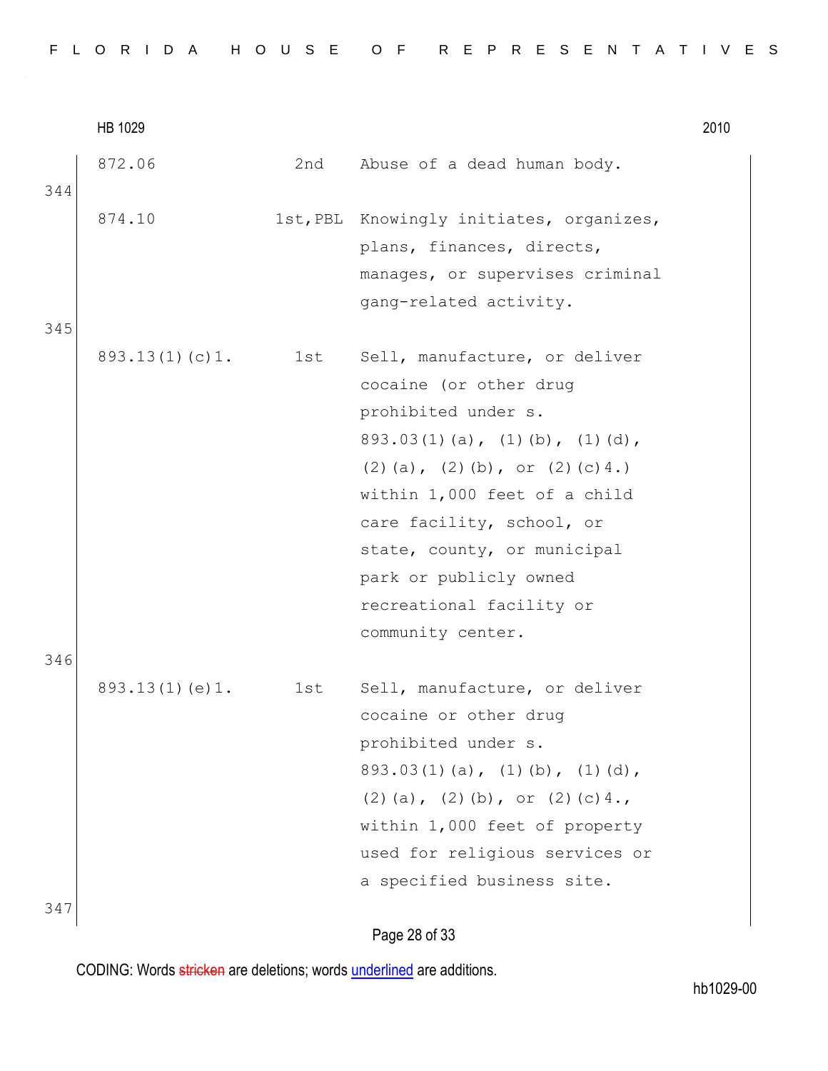| | | | |
|---|---|---|---|
| | 872.06 | 2nd | Abuse of a dead human body. |
| 344 | | | |
| | 874.10 | 1st,PBL | Knowingly initiates, organizes, plans, finances, directs, manages, or supervises criminal gang-related activity. |
| 345 | | | |
| | 893.13(1)(c)1. | 1st | Sell, manufacture, or deliver cocaine (or other drug prohibited under s. 893.03(1)(a), (1)(b), (1)(d), (2)(a), (2)(b), or (2)(c)4.) within 1,000 feet of a child care facility, school, or state, county, or municipal park or publicly owned recreational facility or community center. |
| 346 | | | |
| | 893.13(1)(e)1. | 1st | Sell, manufacture, or deliver cocaine or other drug prohibited under s. 893.03(1)(a), (1)(b), (1)(d), (2)(a), (2)(b), or (2)(c)4., within 1,000 feet of property used for religious services or a specified business site. |
| 347 | | | |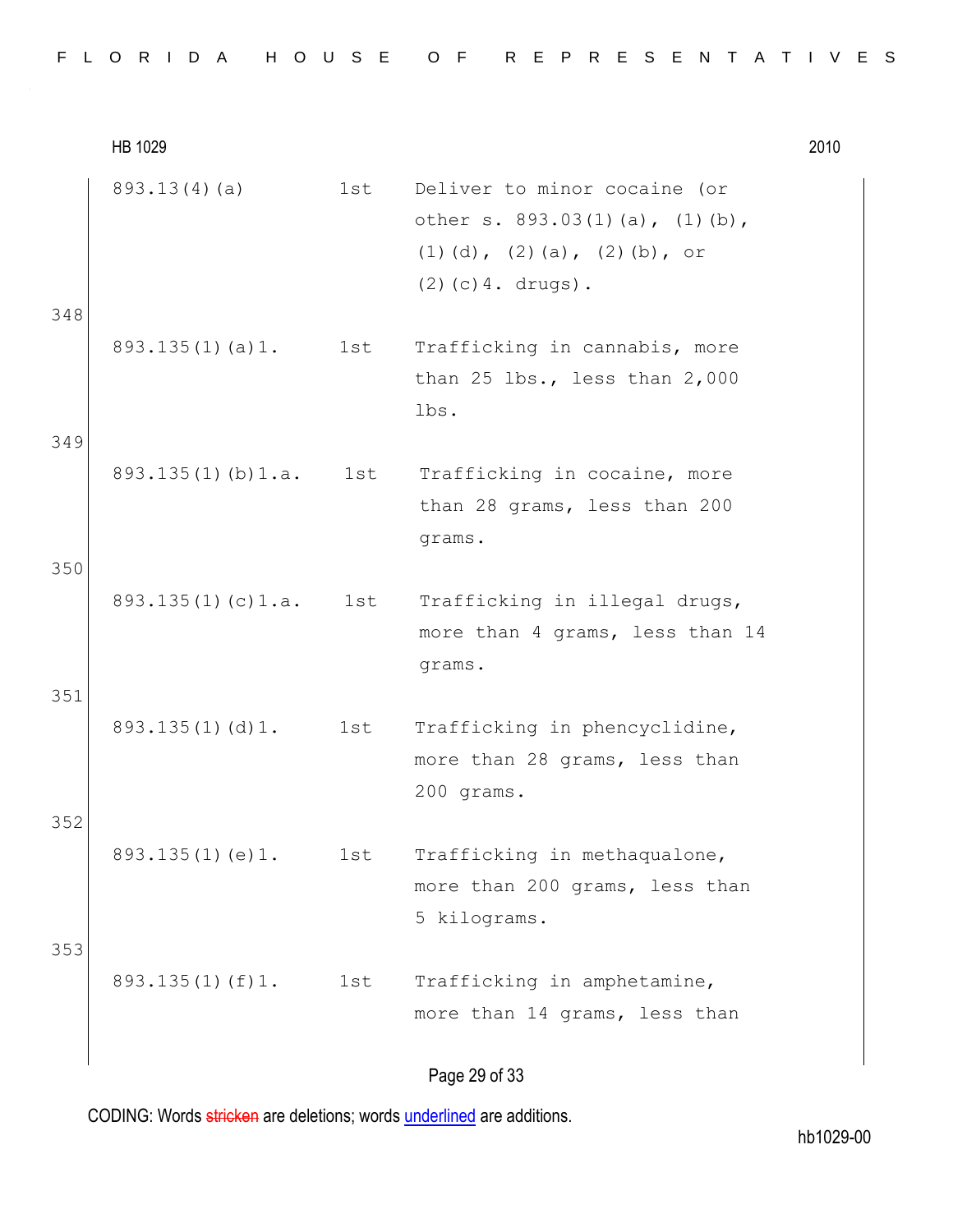| | | | |
|---|---|---|---|
| | 893.13(4)(a) | 1st | Deliver to minor cocaine (or other s. 893.03(1)(a), (1)(b), (1)(d), (2)(a), (2)(b), or (2)(c)4. drugs). |
| 348 | 893.135(1)(a)1. | 1st | Trafficking in cannabis, more than 25 lbs., less than 2,000 lbs. |
| 349 | 893.135(1)(b)1.a. | 1st | Trafficking in cocaine, more than 28 grams, less than 200 grams. |
| 350 | 893.135(1)(c)1.a. | 1st | Trafficking in illegal drugs, more than 4 grams, less than 14 grams. |
| 351 | 893.135(1)(d)1. | 1st | Trafficking in phencyclidine, more than 28 grams, less than 200 grams. |
| 352 | 893.135(1)(e)1. | 1st | Trafficking in methaqualone, more than 200 grams, less than 5 kilograms. |
| 353 | 893.135(1)(f)1. | 1st | Trafficking in amphetamine, more than 14 grams, less than |

CODING: Words ~~stricken~~ are deletions; words <u>underlined</u> are additions.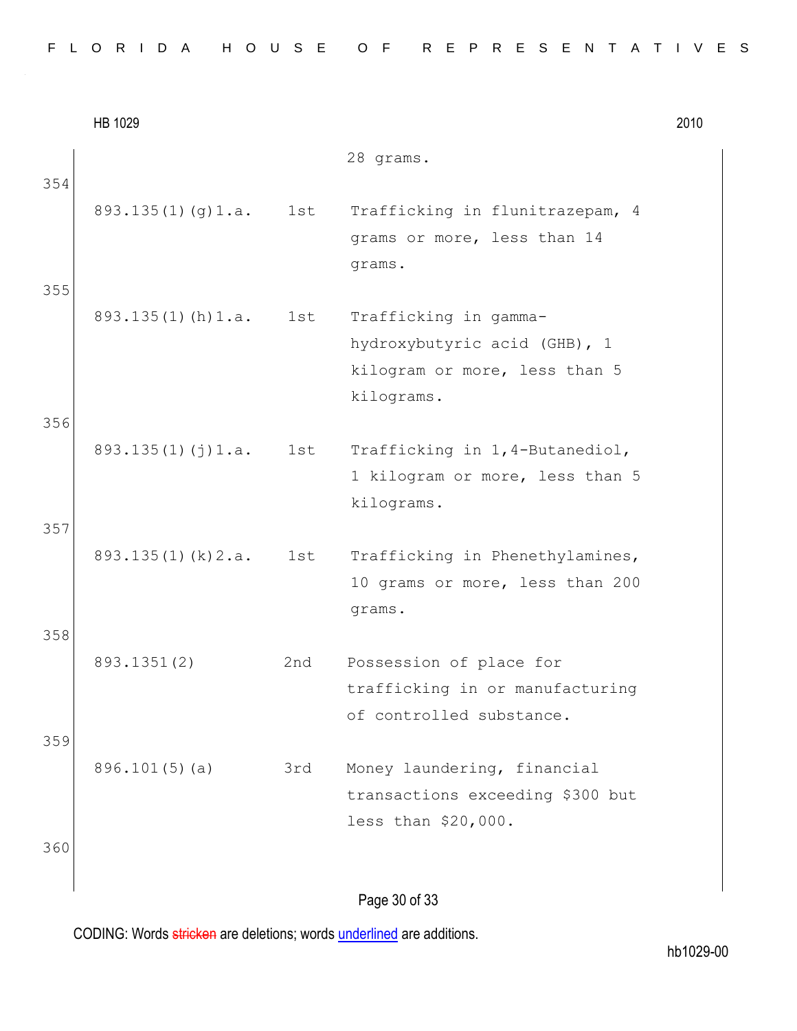| | | 28 grams. |
|---|---|---|
| 893.135(1)(g)1.a. | 1st | Trafficking in flunitrazepam, 4 grams or more, less than 14 grams. |
| 893.135(1)(h)1.a. | 1st | Trafficking in gamma-hydroxybutyric acid (GHB), 1 kilogram or more, less than 5 kilograms. |
| 893.135(1)(j)1.a. | 1st | Trafficking in 1,4-Butanediol, 1 kilogram or more, less than 5 kilograms. |
| 893.135(1)(k)2.a. | 1st | Trafficking in Phenethylamines, 10 grams or more, less than 200 grams. |
| 893.1351(2) | 2nd | Possession of place for trafficking in or manufacturing of controlled substance. |
| 896.101(5)(a) | 3rd | Money laundering, financial transactions exceeding $300 but less than $20,000. |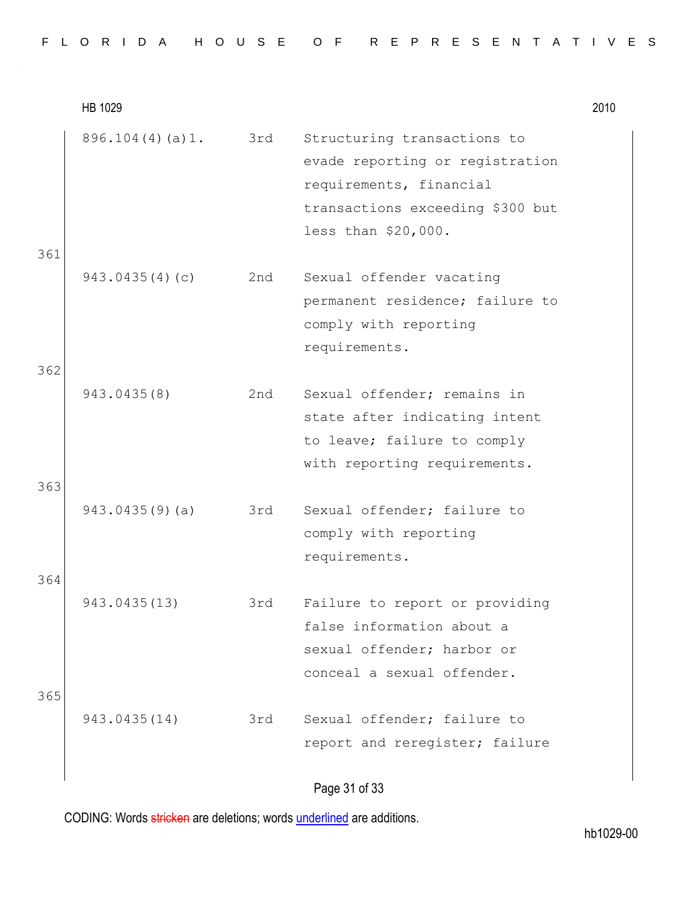| | | |
|---|---|---|
| 896.104(4)(a)1. | 3rd | Structuring transactions to evade reporting or registration requirements, financial transactions exceeding $300 but less than $20,000. |

361

| | | |
|---|---|---|
| 943.0435(4)(c) | 2nd | Sexual offender vacating permanent residence; failure to comply with reporting requirements. |

362

| | | |
|---|---|---|
| 943.0435(8) | 2nd | Sexual offender; remains in state after indicating intent to leave; failure to comply with reporting requirements. |

363

| | | |
|---|---|---|
| 943.0435(9)(a) | 3rd | Sexual offender; failure to comply with reporting requirements. |

364

| | | |
|---|---|---|
| 943.0435(13) | 3rd | Failure to report or providing false information about a sexual offender; harbor or conceal a sexual offender. |

365

| | | |
|---|---|---|
| 943.0435(14) | 3rd | Sexual offender; failure to report and reregister; failure |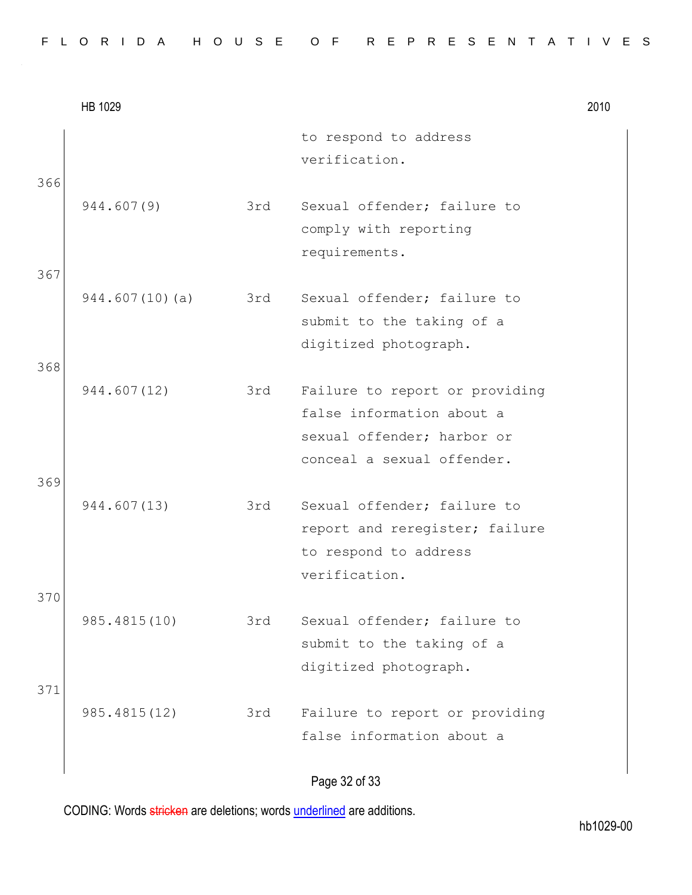| | | | |
|---|---|---|---|
| | | | to respond to address verification. |
| 366 | 944.607(9) | 3rd | Sexual offender; failure to comply with reporting requirements. |
| 367 | 944.607(10)(a) | 3rd | Sexual offender; failure to submit to the taking of a digitized photograph. |
| 368 | 944.607(12) | 3rd | Failure to report or providing false information about a sexual offender; harbor or conceal a sexual offender. |
| 369 | 944.607(13) | 3rd | Sexual offender; failure to report and reregister; failure to respond to address verification. |
| 370 | 985.4815(10) | 3rd | Sexual offender; failure to submit to the taking of a digitized photograph. |
| 371 | 985.4815(12) | 3rd | Failure to report or providing false information about a |

CODING: Words ~~stricken~~ are deletions; words underlined are additions.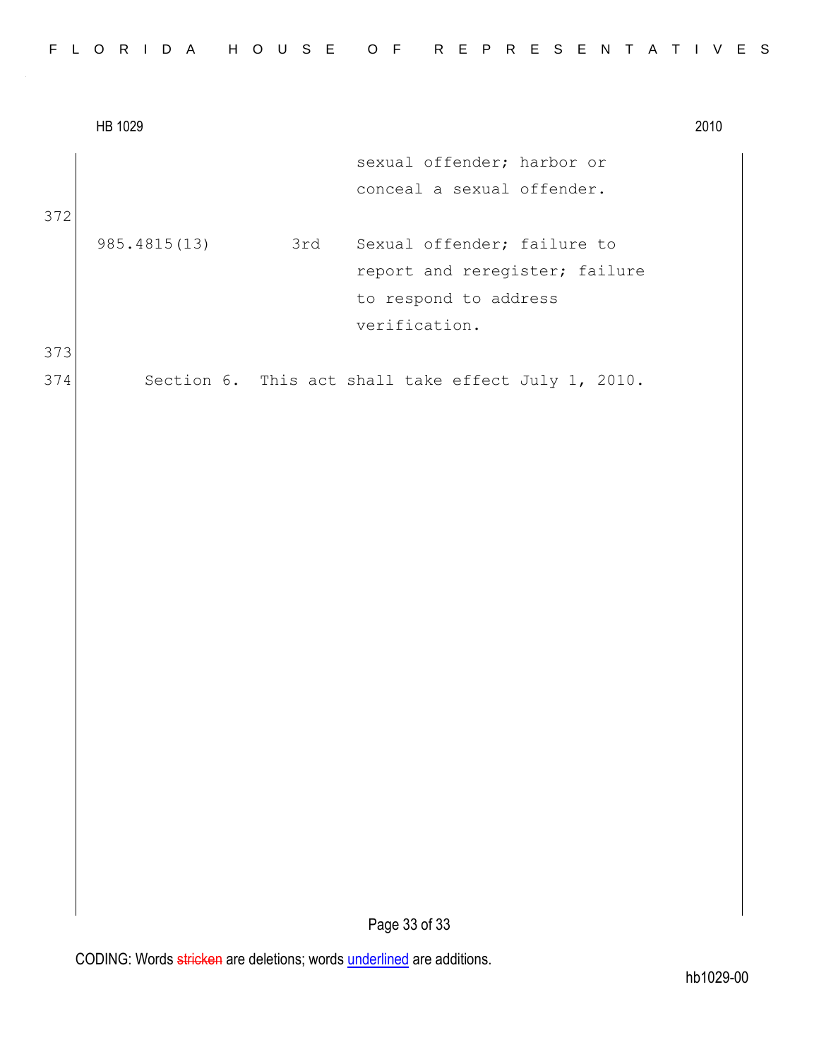| | | |
|---|---|---|
| | | sexual offender; harbor or conceal a sexual offender. |
| 985.4815(13) | 3rd | Sexual offender; failure to report and reregister; failure to respond to address verification. |

Section 6. This act shall take effect July 1, 2010.

CODING: Words stricken are deletions; words underlined are additions.